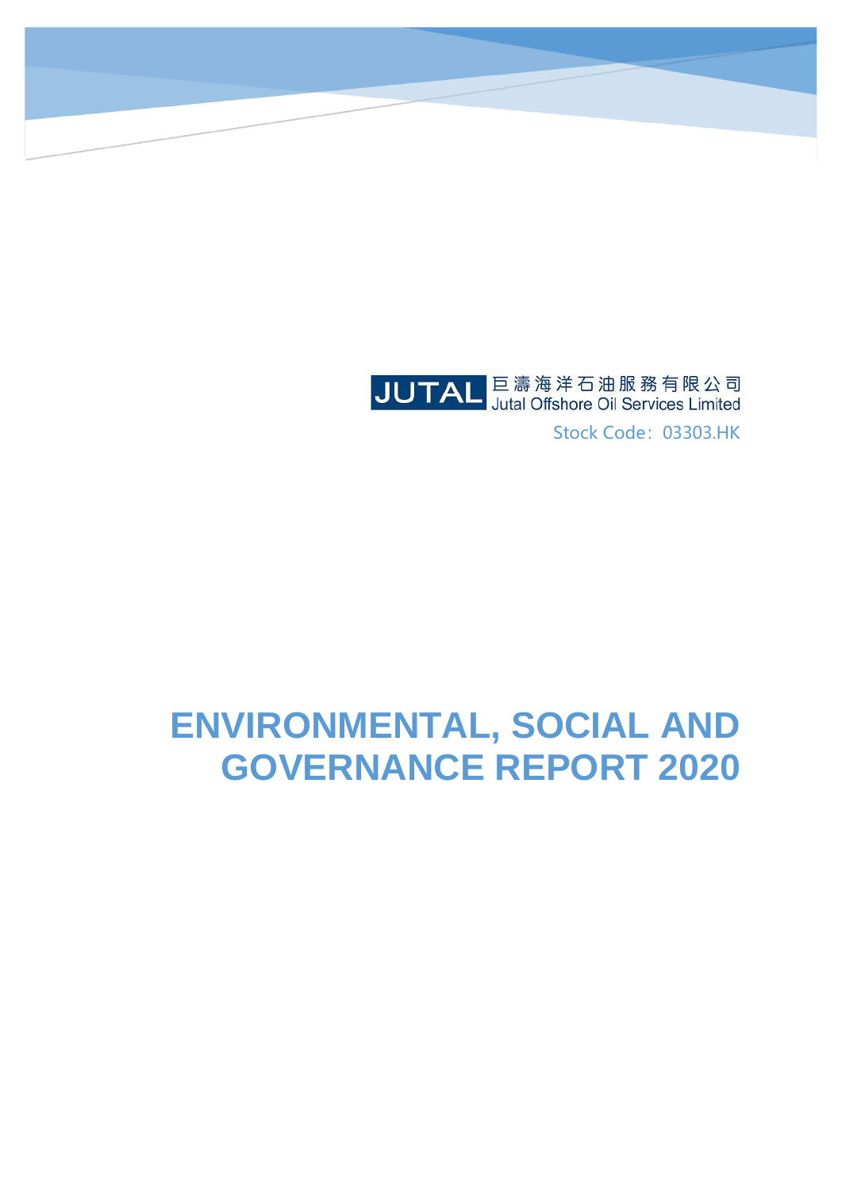JUTAL 巨濤海洋石油服務有限公司
Jutal Offshore Oil Services Limited

Stock Code：03303.HK

# ENVIRONMENTAL, SOCIAL AND GOVERNANCE REPORT 2020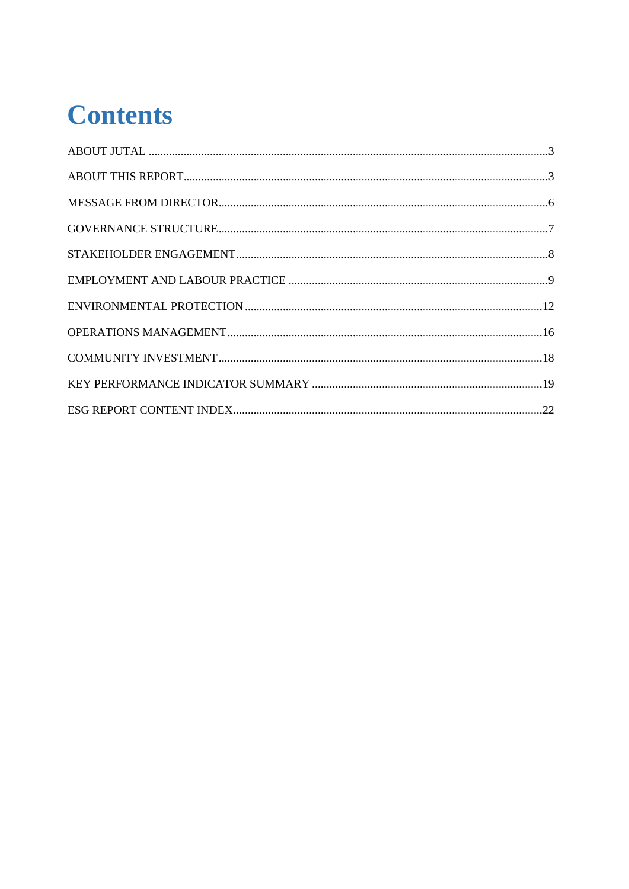# Contents

ABOUT JUTAL ........................................................................................................................3

ABOUT THIS REPORT...........................................................................................................3

MESSAGE FROM DIRECTOR...............................................................................................6

GOVERNANCE STRUCTURE...............................................................................................7

STAKEHOLDER ENGAGEMENT.........................................................................................8

EMPLOYMENT AND LABOUR PRACTICE ........................................................................9

ENVIRONMENTAL PROTECTION .....................................................................................12

OPERATIONS MANAGEMENT...........................................................................................16

COMMUNITY INVESTMENT..............................................................................................18

KEY PERFORMANCE INDICATOR SUMMARY ..............................................................19

ESG REPORT CONTENT INDEX.........................................................................................22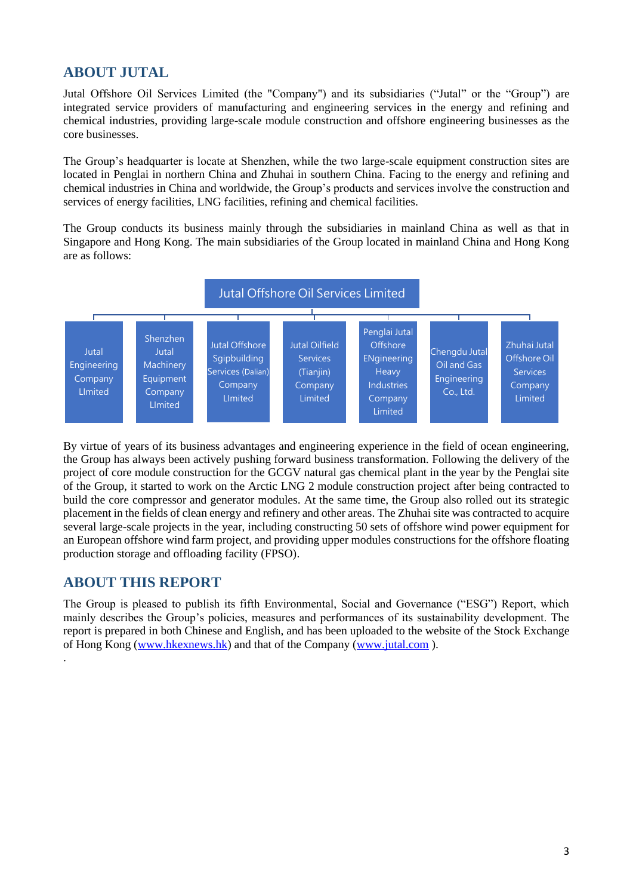## ABOUT JUTAL

Jutal Offshore Oil Services Limited (the "Company") and its subsidiaries ("Jutal" or the "Group") are integrated service providers of manufacturing and engineering services in the energy and refining and chemical industries, providing large-scale module construction and offshore engineering businesses as the core businesses.

The Group's headquarter is locate at Shenzhen, while the two large-scale equipment construction sites are located in Penglai in northern China and Zhuhai in southern China. Facing to the energy and refining and chemical industries in China and worldwide, the Group's products and services involve the construction and services of energy facilities, LNG facilities, refining and chemical facilities.

The Group conducts its business mainly through the subsidiaries in mainland China as well as that in Singapore and Hong Kong. The main subsidiaries of the Group located in mainland China and Hong Kong are as follows:

- Jutal Offshore Oil Services Limited
  - Jutal Engineering Company LImited
  - Shenzhen Jutal Machinery Equipment Company LImited
  - Jutal Offshore Sgipbuilding Services (Dalian) Company LImited
  - Jutal Oilfield Services (Tianjin) Company Limited
  - Penglai Jutal Offshore ENgineering Heavy Industries Company Limited
  - Chengdu Jutal Oil and Gas Engineering Co., Ltd.
  - Zhuhai Jutal Offshore Oil Services Company Limited

By virtue of years of its business advantages and engineering experience in the field of ocean engineering, the Group has always been actively pushing forward business transformation. Following the delivery of the project of core module construction for the GCGV natural gas chemical plant in the year by the Penglai site of the Group, it started to work on the Arctic LNG 2 module construction project after being contracted to build the core compressor and generator modules. At the same time, the Group also rolled out its strategic placement in the fields of clean energy and refinery and other areas. The Zhuhai site was contracted to acquire several large-scale projects in the year, including constructing 50 sets of offshore wind power equipment for an European offshore wind farm project, and providing upper modules constructions for the offshore floating production storage and offloading facility (FPSO).

## ABOUT THIS REPORT

The Group is pleased to publish its fifth Environmental, Social and Governance ("ESG") Report, which mainly describes the Group's policies, measures and performances of its sustainability development. The report is prepared in both Chinese and English, and has been uploaded to the website of the Stock Exchange of Hong Kong (www.hkexnews.hk) and that of the Company (www.jutal.com ).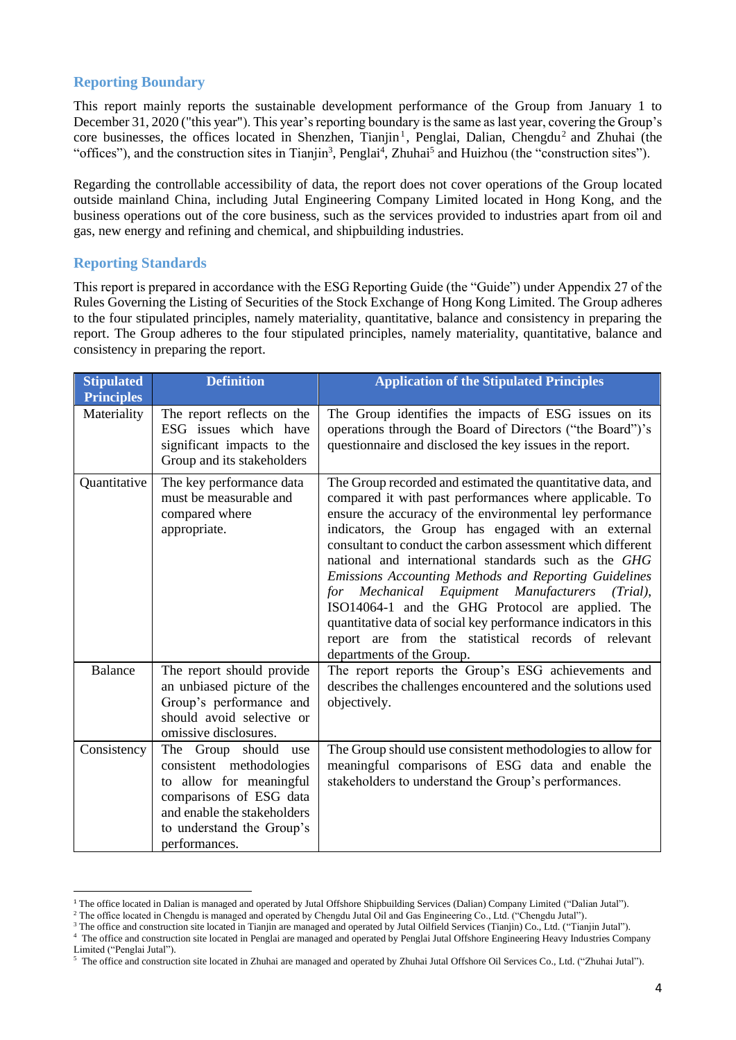## Reporting Boundary

This report mainly reports the sustainable development performance of the Group from January 1 to December 31, 2020 ("this year"). This year's reporting boundary is the same as last year, covering the Group's core businesses, the offices located in Shenzhen, Tianjin[1], Penglai, Dalian, Chengdu[2] and Zhuhai (the "offices"), and the construction sites in Tianjin[3], Penglai[4], Zhuhai[5] and Huizhou (the "construction sites").

Regarding the controllable accessibility of data, the report does not cover operations of the Group located outside mainland China, including Jutal Engineering Company Limited located in Hong Kong, and the business operations out of the core business, such as the services provided to industries apart from oil and gas, new energy and refining and chemical, and shipbuilding industries.

## Reporting Standards

This report is prepared in accordance with the ESG Reporting Guide (the "Guide") under Appendix 27 of the Rules Governing the Listing of Securities of the Stock Exchange of Hong Kong Limited. The Group adheres to the four stipulated principles, namely materiality, quantitative, balance and consistency in preparing the report. The Group adheres to the four stipulated principles, namely materiality, quantitative, balance and consistency in preparing the report.

| Stipulated Principles | Definition | Application of the Stipulated Principles |
|---|---|---|
| Materiality | The report reflects on the ESG issues which have significant impacts to the Group and its stakeholders | The Group identifies the impacts of ESG issues on its operations through the Board of Directors ("the Board")'s questionnaire and disclosed the key issues in the report. |
| Quantitative | The key performance data must be measurable and compared where appropriate. | The Group recorded and estimated the quantitative data, and compared it with past performances where applicable. To ensure the accuracy of the environmental ley performance indicators, the Group has engaged with an external consultant to conduct the carbon assessment which different national and international standards such as the *GHG Emissions Accounting Methods and Reporting Guidelines for Mechanical Equipment Manufacturers (Trial)*, ISO14064-1 and the GHG Protocol are applied. The quantitative data of social key performance indicators in this report are from the statistical records of relevant departments of the Group. |
| Balance | The report should provide an unbiased picture of the Group's performance and should avoid selective or omissive disclosures. | The report reports the Group's ESG achievements and describes the challenges encountered and the solutions used objectively. |
| Consistency | The Group should use consistent methodologies to allow for meaningful comparisons of ESG data and enable the stakeholders to understand the Group's performances. | The Group should use consistent methodologies to allow for meaningful comparisons of ESG data and enable the stakeholders to understand the Group's performances. |

[1] The office located in Dalian is managed and operated by Jutal Offshore Shipbuilding Services (Dalian) Company Limited ("Dalian Jutal").
[2] The office located in Chengdu is managed and operated by Chengdu Jutal Oil and Gas Engineering Co., Ltd. ("Chengdu Jutal").
[3] The office and construction site located in Tianjin are managed and operated by Jutal Oilfield Services (Tianjin) Co., Ltd. ("Tianjin Jutal").
[4] The office and construction site located in Penglai are managed and operated by Penglai Jutal Offshore Engineering Heavy Industries Company Limited ("Penglai Jutal").
[5] The office and construction site located in Zhuhai are managed and operated by Zhuhai Jutal Offshore Oil Services Co., Ltd. ("Zhuhai Jutal").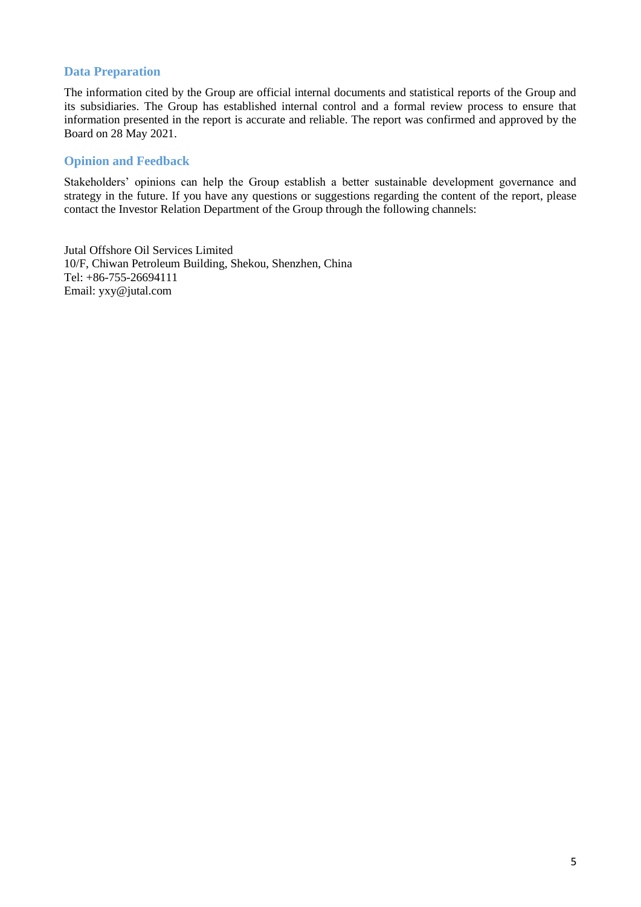## Data Preparation

The information cited by the Group are official internal documents and statistical reports of the Group and its subsidiaries. The Group has established internal control and a formal review process to ensure that information presented in the report is accurate and reliable. The report was confirmed and approved by the Board on 28 May 2021.

## Opinion and Feedback

Stakeholders' opinions can help the Group establish a better sustainable development governance and strategy in the future. If you have any questions or suggestions regarding the content of the report, please contact the Investor Relation Department of the Group through the following channels:

Jutal Offshore Oil Services Limited
10/F, Chiwan Petroleum Building, Shekou, Shenzhen, China
Tel: +86-755-26694111
Email: yxy@jutal.com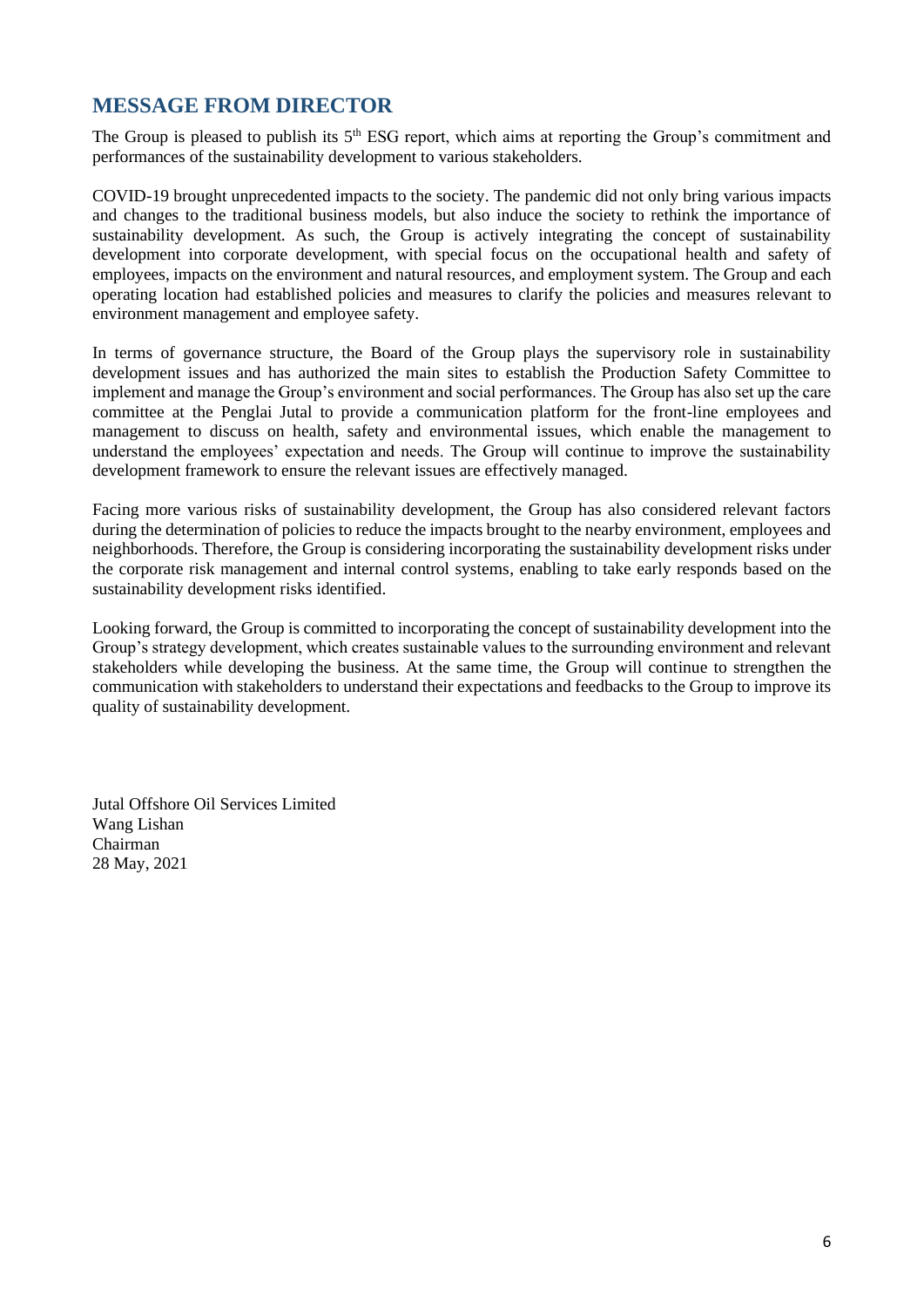## MESSAGE FROM DIRECTOR

The Group is pleased to publish its 5th ESG report, which aims at reporting the Group's commitment and performances of the sustainability development to various stakeholders.

COVID-19 brought unprecedented impacts to the society. The pandemic did not only bring various impacts and changes to the traditional business models, but also induce the society to rethink the importance of sustainability development. As such, the Group is actively integrating the concept of sustainability development into corporate development, with special focus on the occupational health and safety of employees, impacts on the environment and natural resources, and employment system. The Group and each operating location had established policies and measures to clarify the policies and measures relevant to environment management and employee safety.

In terms of governance structure, the Board of the Group plays the supervisory role in sustainability development issues and has authorized the main sites to establish the Production Safety Committee to implement and manage the Group's environment and social performances. The Group has also set up the care committee at the Penglai Jutal to provide a communication platform for the front-line employees and management to discuss on health, safety and environmental issues, which enable the management to understand the employees' expectation and needs. The Group will continue to improve the sustainability development framework to ensure the relevant issues are effectively managed.

Facing more various risks of sustainability development, the Group has also considered relevant factors during the determination of policies to reduce the impacts brought to the nearby environment, employees and neighborhoods. Therefore, the Group is considering incorporating the sustainability development risks under the corporate risk management and internal control systems, enabling to take early responds based on the sustainability development risks identified.

Looking forward, the Group is committed to incorporating the concept of sustainability development into the Group's strategy development, which creates sustainable values to the surrounding environment and relevant stakeholders while developing the business. At the same time, the Group will continue to strengthen the communication with stakeholders to understand their expectations and feedbacks to the Group to improve its quality of sustainability development.

Jutal Offshore Oil Services Limited
Wang Lishan
Chairman
28 May, 2021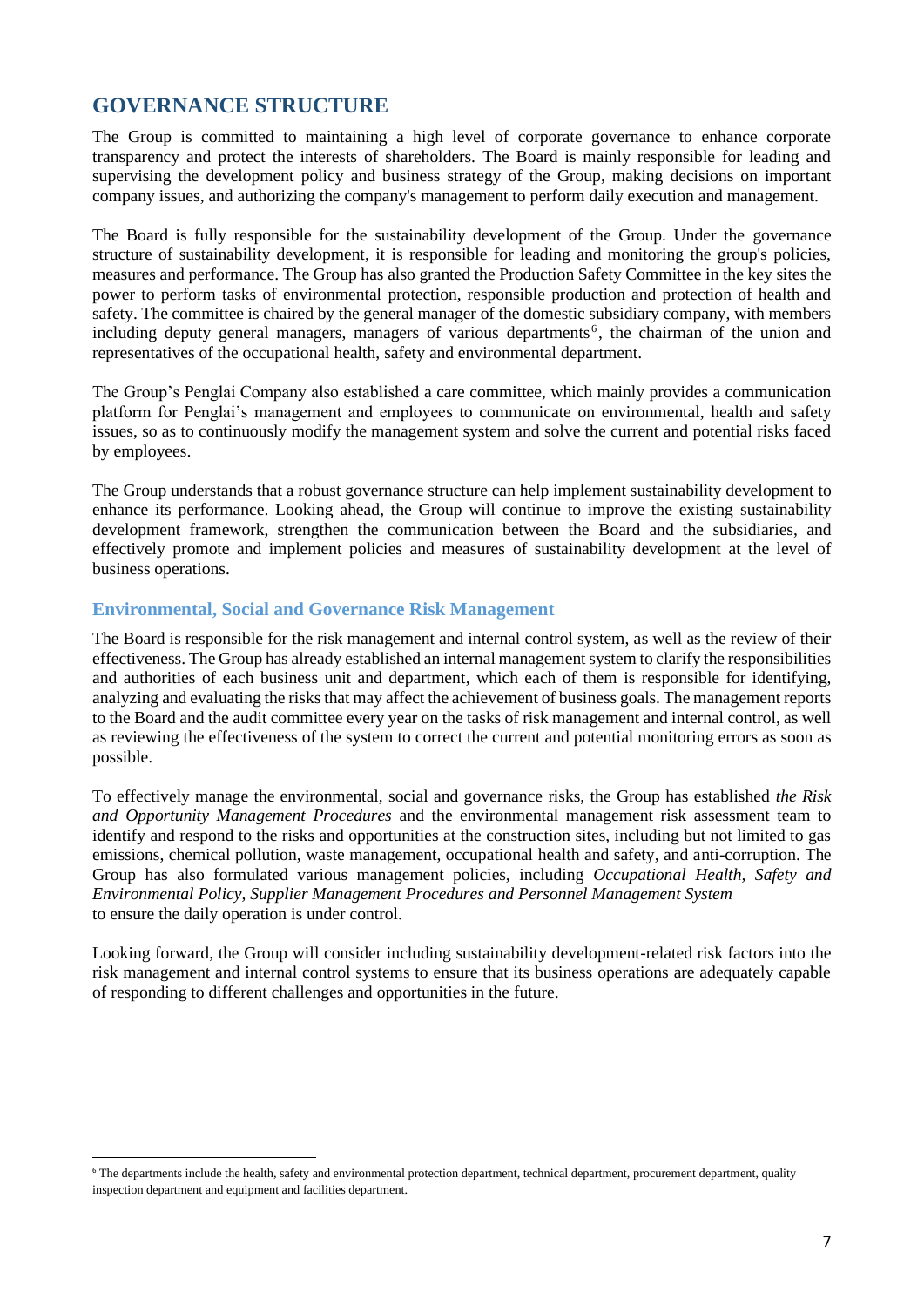## GOVERNANCE STRUCTURE

The Group is committed to maintaining a high level of corporate governance to enhance corporate transparency and protect the interests of shareholders. The Board is mainly responsible for leading and supervising the development policy and business strategy of the Group, making decisions on important company issues, and authorizing the company's management to perform daily execution and management.

The Board is fully responsible for the sustainability development of the Group. Under the governance structure of sustainability development, it is responsible for leading and monitoring the group's policies, measures and performance. The Group has also granted the Production Safety Committee in the key sites the power to perform tasks of environmental protection, responsible production and protection of health and safety. The committee is chaired by the general manager of the domestic subsidiary company, with members including deputy general managers, managers of various departments[6], the chairman of the union and representatives of the occupational health, safety and environmental department.

The Group's Penglai Company also established a care committee, which mainly provides a communication platform for Penglai's management and employees to communicate on environmental, health and safety issues, so as to continuously modify the management system and solve the current and potential risks faced by employees.

The Group understands that a robust governance structure can help implement sustainability development to enhance its performance. Looking ahead, the Group will continue to improve the existing sustainability development framework, strengthen the communication between the Board and the subsidiaries, and effectively promote and implement policies and measures of sustainability development at the level of business operations.

### Environmental, Social and Governance Risk Management

The Board is responsible for the risk management and internal control system, as well as the review of their effectiveness. The Group has already established an internal management system to clarify the responsibilities and authorities of each business unit and department, which each of them is responsible for identifying, analyzing and evaluating the risks that may affect the achievement of business goals. The management reports to the Board and the audit committee every year on the tasks of risk management and internal control, as well as reviewing the effectiveness of the system to correct the current and potential monitoring errors as soon as possible.

To effectively manage the environmental, social and governance risks, the Group has established *the Risk and Opportunity Management Procedures* and the environmental management risk assessment team to identify and respond to the risks and opportunities at the construction sites, including but not limited to gas emissions, chemical pollution, waste management, occupational health and safety, and anti-corruption. The Group has also formulated various management policies, including *Occupational Health, Safety and Environmental Policy*, *Supplier Management Procedures and Personnel Management System* to ensure the daily operation is under control.

Looking forward, the Group will consider including sustainability development-related risk factors into the risk management and internal control systems to ensure that its business operations are adequately capable of responding to different challenges and opportunities in the future.

---

[6] The departments include the health, safety and environmental protection department, technical department, procurement department, quality inspection department and equipment and facilities department.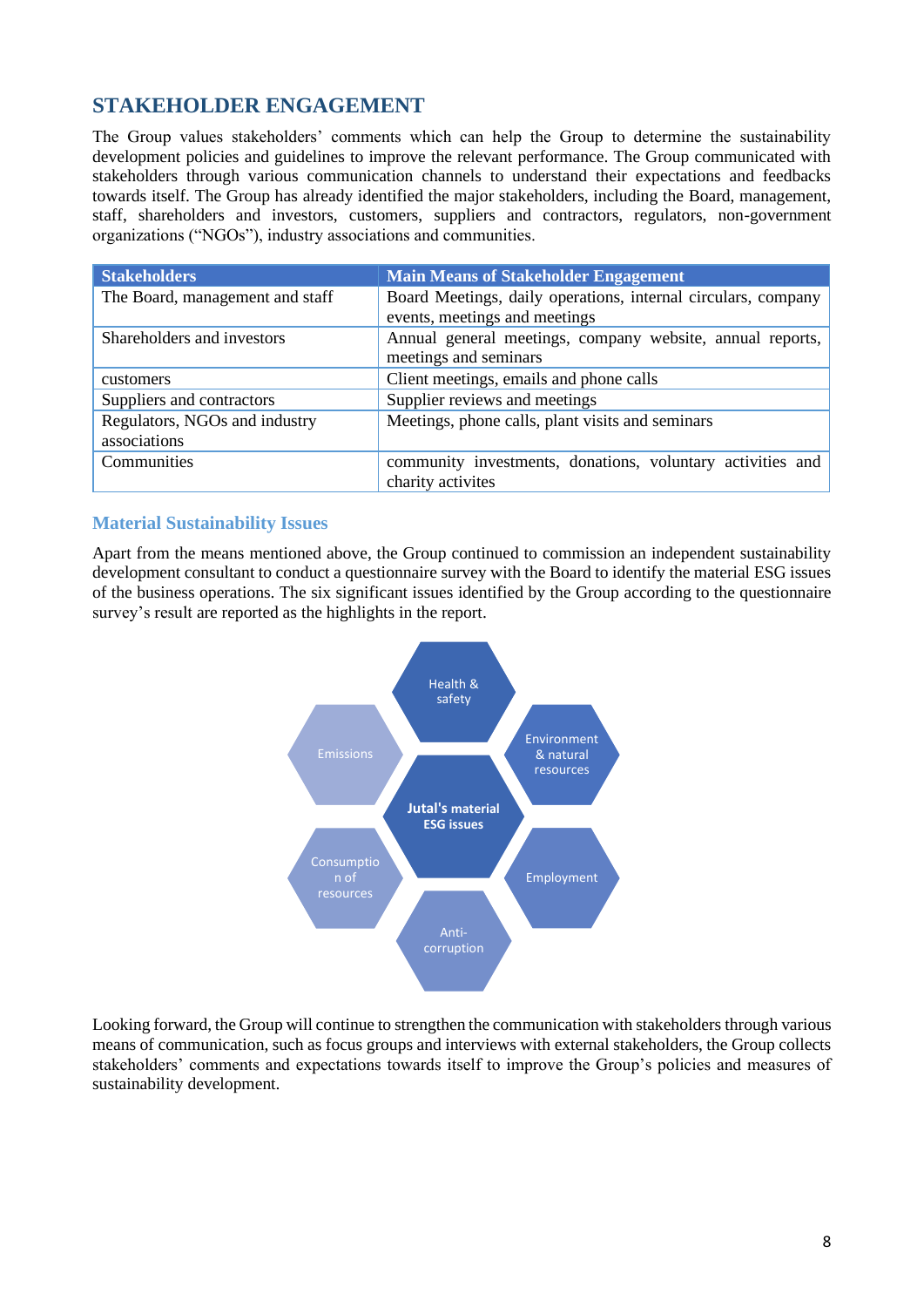## STAKEHOLDER ENGAGEMENT

The Group values stakeholders' comments which can help the Group to determine the sustainability development policies and guidelines to improve the relevant performance. The Group communicated with stakeholders through various communication channels to understand their expectations and feedbacks towards itself. The Group has already identified the major stakeholders, including the Board, management, staff, shareholders and investors, customers, suppliers and contractors, regulators, non-government organizations ("NGOs"), industry associations and communities.

| Stakeholders | Main Means of Stakeholder Engagement |
|---|---|
| The Board, management and staff | Board Meetings, daily operations, internal circulars, company events, meetings and meetings |
| Shareholders and investors | Annual general meetings, company website, annual reports, meetings and seminars |
| customers | Client meetings, emails and phone calls |
| Suppliers and contractors | Supplier reviews and meetings |
| Regulators, NGOs and industry associations | Meetings, phone calls, plant visits and seminars |
| Communities | community investments, donations, voluntary activities and charity activites |

### Material Sustainability Issues

Apart from the means mentioned above, the Group continued to commission an independent sustainability development consultant to conduct a questionnaire survey with the Board to identify the material ESG issues of the business operations. The six significant issues identified by the Group according to the questionnaire survey's result are reported as the highlights in the report.

**Jutal's material ESG issues**

- Health & safety
- Environment & natural resources
- Employment
- Anti-corruption
- Consumption of resources
- Emissions

Looking forward, the Group will continue to strengthen the communication with stakeholders through various means of communication, such as focus groups and interviews with external stakeholders, the Group collects stakeholders' comments and expectations towards itself to improve the Group's policies and measures of sustainability development.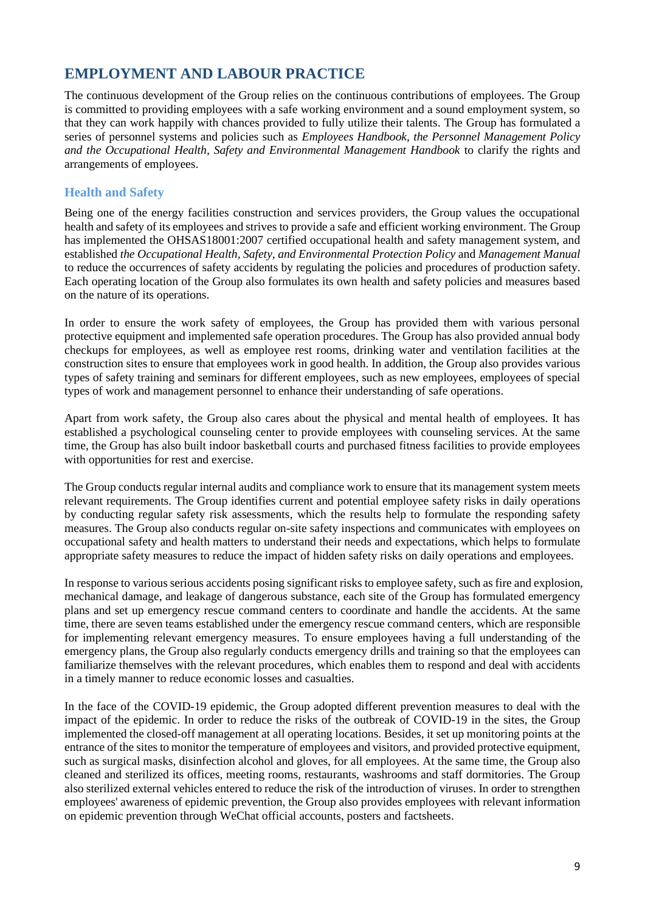# EMPLOYMENT AND LABOUR PRACTICE

The continuous development of the Group relies on the continuous contributions of employees. The Group is committed to providing employees with a safe working environment and a sound employment system, so that they can work happily with chances provided to fully utilize their talents. The Group has formulated a series of personnel systems and policies such as *Employees Handbook, the Personnel Management Policy and the Occupational Health, Safety and Environmental Management Handbook* to clarify the rights and arrangements of employees.

## Health and Safety

Being one of the energy facilities construction and services providers, the Group values the occupational health and safety of its employees and strives to provide a safe and efficient working environment. The Group has implemented the OHSAS18001:2007 certified occupational health and safety management system, and established *the Occupational Health, Safety, and Environmental Protection Policy* and *Management Manual* to reduce the occurrences of safety accidents by regulating the policies and procedures of production safety. Each operating location of the Group also formulates its own health and safety policies and measures based on the nature of its operations.

In order to ensure the work safety of employees, the Group has provided them with various personal protective equipment and implemented safe operation procedures. The Group has also provided annual body checkups for employees, as well as employee rest rooms, drinking water and ventilation facilities at the construction sites to ensure that employees work in good health. In addition, the Group also provides various types of safety training and seminars for different employees, such as new employees, employees of special types of work and management personnel to enhance their understanding of safe operations.

Apart from work safety, the Group also cares about the physical and mental health of employees. It has established a psychological counseling center to provide employees with counseling services. At the same time, the Group has also built indoor basketball courts and purchased fitness facilities to provide employees with opportunities for rest and exercise.

The Group conducts regular internal audits and compliance work to ensure that its management system meets relevant requirements. The Group identifies current and potential employee safety risks in daily operations by conducting regular safety risk assessments, which the results help to formulate the responding safety measures. The Group also conducts regular on-site safety inspections and communicates with employees on occupational safety and health matters to understand their needs and expectations, which helps to formulate appropriate safety measures to reduce the impact of hidden safety risks on daily operations and employees.

In response to various serious accidents posing significant risks to employee safety, such as fire and explosion, mechanical damage, and leakage of dangerous substance, each site of the Group has formulated emergency plans and set up emergency rescue command centers to coordinate and handle the accidents. At the same time, there are seven teams established under the emergency rescue command centers, which are responsible for implementing relevant emergency measures. To ensure employees having a full understanding of the emergency plans, the Group also regularly conducts emergency drills and training so that the employees can familiarize themselves with the relevant procedures, which enables them to respond and deal with accidents in a timely manner to reduce economic losses and casualties.

In the face of the COVID-19 epidemic, the Group adopted different prevention measures to deal with the impact of the epidemic. In order to reduce the risks of the outbreak of COVID-19 in the sites, the Group implemented the closed-off management at all operating locations. Besides, it set up monitoring points at the entrance of the sites to monitor the temperature of employees and visitors, and provided protective equipment, such as surgical masks, disinfection alcohol and gloves, for all employees. At the same time, the Group also cleaned and sterilized its offices, meeting rooms, restaurants, washrooms and staff dormitories. The Group also sterilized external vehicles entered to reduce the risk of the introduction of viruses. In order to strengthen employees' awareness of epidemic prevention, the Group also provides employees with relevant information on epidemic prevention through WeChat official accounts, posters and factsheets.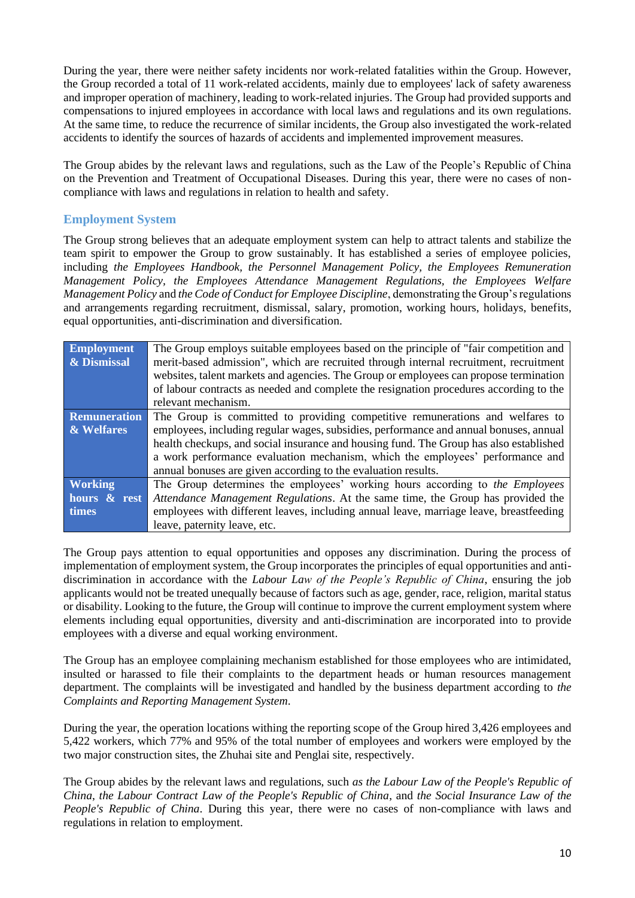During the year, there were neither safety incidents nor work-related fatalities within the Group. However, the Group recorded a total of 11 work-related accidents, mainly due to employees' lack of safety awareness and improper operation of machinery, leading to work-related injuries. The Group had provided supports and compensations to injured employees in accordance with local laws and regulations and its own regulations. At the same time, to reduce the recurrence of similar incidents, the Group also investigated the work-related accidents to identify the sources of hazards of accidents and implemented improvement measures.

The Group abides by the relevant laws and regulations, such as the Law of the People's Republic of China on the Prevention and Treatment of Occupational Diseases. During this year, there were no cases of non-compliance with laws and regulations in relation to health and safety.

## Employment System

The Group strong believes that an adequate employment system can help to attract talents and stabilize the team spirit to empower the Group to grow sustainably. It has established a series of employee policies, including *the Employees Handbook*, *the Personnel Management Policy*, *the Employees Remuneration Management Policy*, *the Employees Attendance Management Regulations*, *the Employees Welfare Management Policy* and *the Code of Conduct for Employee Discipline*, demonstrating the Group's regulations and arrangements regarding recruitment, dismissal, salary, promotion, working hours, holidays, benefits, equal opportunities, anti-discrimination and diversification.

| | |
|---|---|
| **Employment & Dismissal** | The Group employs suitable employees based on the principle of "fair competition and merit-based admission", which are recruited through internal recruitment, recruitment websites, talent markets and agencies. The Group or employees can propose termination of labour contracts as needed and complete the resignation procedures according to the relevant mechanism. |
| **Remuneration & Welfares** | The Group is committed to providing competitive remunerations and welfares to employees, including regular wages, subsidies, performance and annual bonuses, annual health checkups, and social insurance and housing fund. The Group has also established a work performance evaluation mechanism, which the employees' performance and annual bonuses are given according to the evaluation results. |
| **Working hours & rest times** | The Group determines the employees' working hours according to *the Employees Attendance Management Regulations*. At the same time, the Group has provided the employees with different leaves, including annual leave, marriage leave, breastfeeding leave, paternity leave, etc. |

The Group pays attention to equal opportunities and opposes any discrimination. During the process of implementation of employment system, the Group incorporates the principles of equal opportunities and anti-discrimination in accordance with the *Labour Law of the People's Republic of China*, ensuring the job applicants would not be treated unequally because of factors such as age, gender, race, religion, marital status or disability. Looking to the future, the Group will continue to improve the current employment system where elements including equal opportunities, diversity and anti-discrimination are incorporated into to provide employees with a diverse and equal working environment.

The Group has an employee complaining mechanism established for those employees who are intimidated, insulted or harassed to file their complaints to the department heads or human resources management department. The complaints will be investigated and handled by the business department according to *the Complaints and Reporting Management System*.

During the year, the operation locations withing the reporting scope of the Group hired 3,426 employees and 5,422 workers, which 77% and 95% of the total number of employees and workers were employed by the two major construction sites, the Zhuhai site and Penglai site, respectively.

The Group abides by the relevant laws and regulations, such *as the Labour Law of the People's Republic of China*, *the Labour Contract Law of the People's Republic of China*, and *the Social Insurance Law of the People's Republic of China*. During this year, there were no cases of non-compliance with laws and regulations in relation to employment.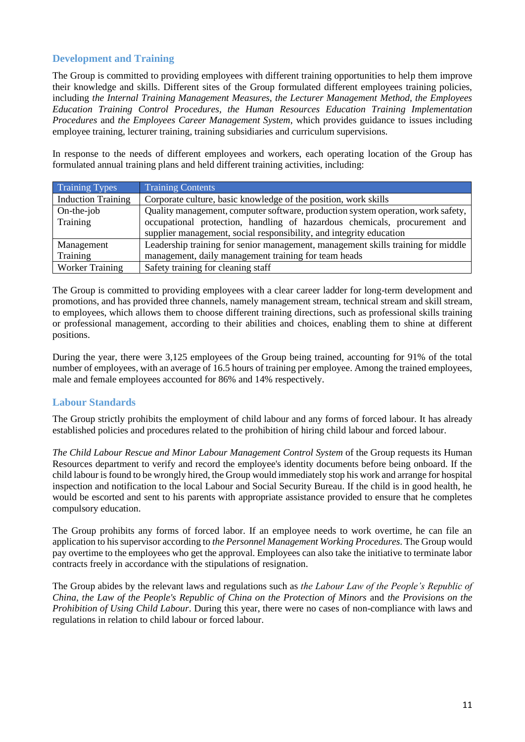## Development and Training

The Group is committed to providing employees with different training opportunities to help them improve their knowledge and skills. Different sites of the Group formulated different employees training policies, including *the Internal Training Management Measures*, *the Lecturer Management Method*, *the Employees Education Training Control Procedures*, *the Human Resources Education Training Implementation Procedures* and *the Employees Career Management System*, which provides guidance to issues including employee training, lecturer training, training subsidiaries and curriculum supervisions.

In response to the needs of different employees and workers, each operating location of the Group has formulated annual training plans and held different training activities, including:

| Training Types | Training Contents |
| --- | --- |
| Induction Training | Corporate culture, basic knowledge of the position, work skills |
| On-the-job Training | Quality management, computer software, production system operation, work safety, occupational protection, handling of hazardous chemicals, procurement and supplier management, social responsibility, and integrity education |
| Management Training | Leadership training for senior management, management skills training for middle management, daily management training for team heads |
| Worker Training | Safety training for cleaning staff |

The Group is committed to providing employees with a clear career ladder for long-term development and promotions, and has provided three channels, namely management stream, technical stream and skill stream, to employees, which allows them to choose different training directions, such as professional skills training or professional management, according to their abilities and choices, enabling them to shine at different positions.

During the year, there were 3,125 employees of the Group being trained, accounting for 91% of the total number of employees, with an average of 16.5 hours of training per employee. Among the trained employees, male and female employees accounted for 86% and 14% respectively.

## Labour Standards

The Group strictly prohibits the employment of child labour and any forms of forced labour. It has already established policies and procedures related to the prohibition of hiring child labour and forced labour.

*The Child Labour Rescue and Minor Labour Management Control System* of the Group requests its Human Resources department to verify and record the employee's identity documents before being onboard. If the child labour is found to be wrongly hired, the Group would immediately stop his work and arrange for hospital inspection and notification to the local Labour and Social Security Bureau. If the child is in good health, he would be escorted and sent to his parents with appropriate assistance provided to ensure that he completes compulsory education.

The Group prohibits any forms of forced labor. If an employee needs to work overtime, he can file an application to his supervisor according to *the Personnel Management Working Procedures*. The Group would pay overtime to the employees who get the approval. Employees can also take the initiative to terminate labor contracts freely in accordance with the stipulations of resignation.

The Group abides by the relevant laws and regulations such as *the Labour Law of the People's Republic of China*, *the Law of the People's Republic of China on the Protection of Minors* and *the Provisions on the Prohibition of Using Child Labour*. During this year, there were no cases of non-compliance with laws and regulations in relation to child labour or forced labour.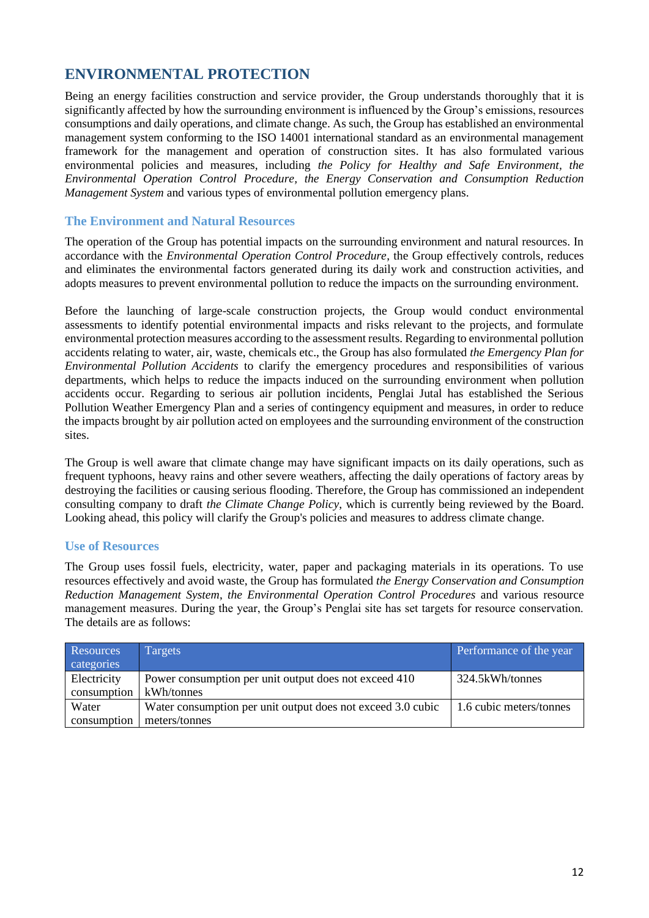## ENVIRONMENTAL PROTECTION

Being an energy facilities construction and service provider, the Group understands thoroughly that it is significantly affected by how the surrounding environment is influenced by the Group's emissions, resources consumptions and daily operations, and climate change. As such, the Group has established an environmental management system conforming to the ISO 14001 international standard as an environmental management framework for the management and operation of construction sites. It has also formulated various environmental policies and measures, including *the Policy for Healthy and Safe Environment*, *the Environmental Operation Control Procedure*, *the Energy Conservation and Consumption Reduction Management System* and various types of environmental pollution emergency plans.

### The Environment and Natural Resources

The operation of the Group has potential impacts on the surrounding environment and natural resources. In accordance with the *Environmental Operation Control Procedure*, the Group effectively controls, reduces and eliminates the environmental factors generated during its daily work and construction activities, and adopts measures to prevent environmental pollution to reduce the impacts on the surrounding environment.

Before the launching of large-scale construction projects, the Group would conduct environmental assessments to identify potential environmental impacts and risks relevant to the projects, and formulate environmental protection measures according to the assessment results. Regarding to environmental pollution accidents relating to water, air, waste, chemicals etc., the Group has also formulated *the Emergency Plan for Environmental Pollution Accidents* to clarify the emergency procedures and responsibilities of various departments, which helps to reduce the impacts induced on the surrounding environment when pollution accidents occur. Regarding to serious air pollution incidents, Penglai Jutal has established the Serious Pollution Weather Emergency Plan and a series of contingency equipment and measures, in order to reduce the impacts brought by air pollution acted on employees and the surrounding environment of the construction sites.

The Group is well aware that climate change may have significant impacts on its daily operations, such as frequent typhoons, heavy rains and other severe weathers, affecting the daily operations of factory areas by destroying the facilities or causing serious flooding. Therefore, the Group has commissioned an independent consulting company to draft *the Climate Change Policy*, which is currently being reviewed by the Board. Looking ahead, this policy will clarify the Group's policies and measures to address climate change.

### Use of Resources

The Group uses fossil fuels, electricity, water, paper and packaging materials in its operations. To use resources effectively and avoid waste, the Group has formulated *the Energy Conservation and Consumption Reduction Management System*, *the Environmental Operation Control Procedures* and various resource management measures. During the year, the Group's Penglai site has set targets for resource conservation. The details are as follows:

| Resources categories | Targets | Performance of the year |
| --- | --- | --- |
| Electricity consumption | Power consumption per unit output does not exceed 410 kWh/tonnes | 324.5kWh/tonnes |
| Water consumption | Water consumption per unit output does not exceed 3.0 cubic meters/tonnes | 1.6 cubic meters/tonnes |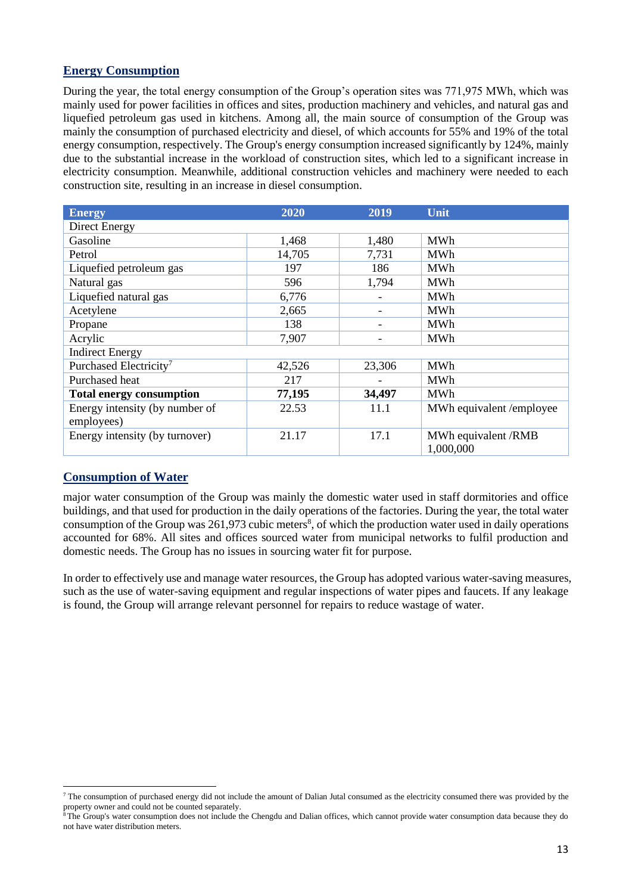## Energy Consumption

During the year, the total energy consumption of the Group's operation sites was 771,975 MWh, which was mainly used for power facilities in offices and sites, production machinery and vehicles, and natural gas and liquefied petroleum gas used in kitchens. Among all, the main source of consumption of the Group was mainly the consumption of purchased electricity and diesel, of which accounts for 55% and 19% of the total energy consumption, respectively. The Group's energy consumption increased significantly by 124%, mainly due to the substantial increase in the workload of construction sites, which led to a significant increase in electricity consumption. Meanwhile, additional construction vehicles and machinery were needed to each construction site, resulting in an increase in diesel consumption.

| Energy | 2020 | 2019 | Unit |
|---|---|---|---|
| Direct Energy | | | |
| Gasoline | 1,468 | 1,480 | MWh |
| Petrol | 14,705 | 7,731 | MWh |
| Liquefied petroleum gas | 197 | 186 | MWh |
| Natural gas | 596 | 1,794 | MWh |
| Liquefied natural gas | 6,776 | - | MWh |
| Acetylene | 2,665 | - | MWh |
| Propane | 138 | - | MWh |
| Acrylic | 7,907 | - | MWh |
| Indirect Energy | | | |
| Purchased Electricity[7] | 42,526 | 23,306 | MWh |
| Purchased heat | 217 | - | MWh |
| **Total energy consumption** | **77,195** | **34,497** | MWh |
| Energy intensity (by number of employees) | 22.53 | 11.1 | MWh equivalent /employee |
| Energy intensity (by turnover) | 21.17 | 17.1 | MWh equivalent /RMB 1,000,000 |

## Consumption of Water

major water consumption of the Group was mainly the domestic water used in staff dormitories and office buildings, and that used for production in the daily operations of the factories. During the year, the total water consumption of the Group was 261,973 cubic meters[8], of which the production water used in daily operations accounted for 68%. All sites and offices sourced water from municipal networks to fulfil production and domestic needs. The Group has no issues in sourcing water fit for purpose.

In order to effectively use and manage water resources, the Group has adopted various water-saving measures, such as the use of water-saving equipment and regular inspections of water pipes and faucets. If any leakage is found, the Group will arrange relevant personnel for repairs to reduce wastage of water.

[7] The consumption of purchased energy did not include the amount of Dalian Jutal consumed as the electricity consumed there was provided by the property owner and could not be counted separately.

[8] The Group's water consumption does not include the Chengdu and Dalian offices, which cannot provide water consumption data because they do not have water distribution meters.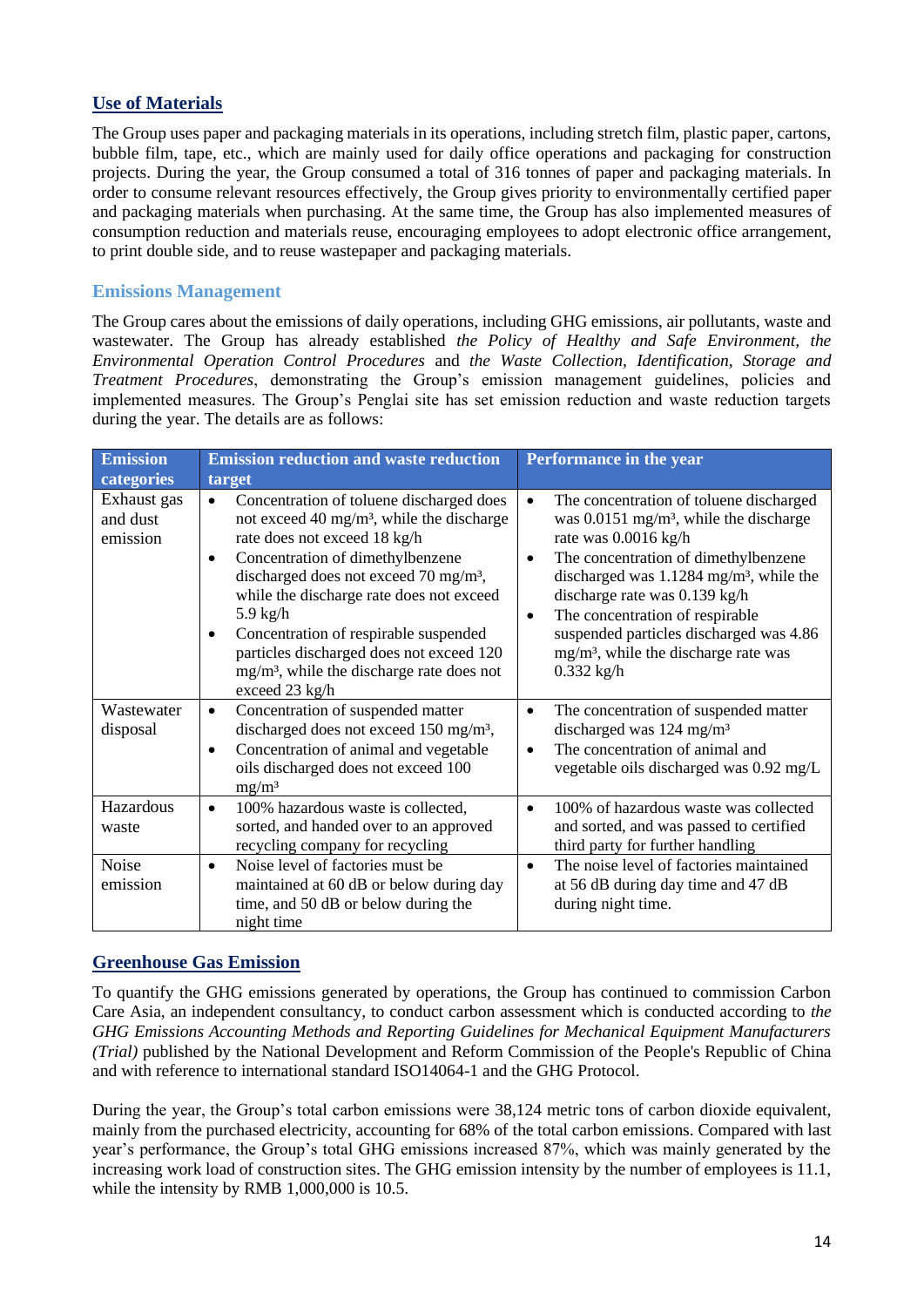## Use of Materials

The Group uses paper and packaging materials in its operations, including stretch film, plastic paper, cartons, bubble film, tape, etc., which are mainly used for daily office operations and packaging for construction projects. During the year, the Group consumed a total of 316 tonnes of paper and packaging materials. In order to consume relevant resources effectively, the Group gives priority to environmentally certified paper and packaging materials when purchasing. At the same time, the Group has also implemented measures of consumption reduction and materials reuse, encouraging employees to adopt electronic office arrangement, to print double side, and to reuse wastepaper and packaging materials.

## Emissions Management

The Group cares about the emissions of daily operations, including GHG emissions, air pollutants, waste and wastewater. The Group has already established *the Policy of Healthy and Safe Environment, the Environmental Operation Control Procedures* and *the Waste Collection, Identification, Storage and Treatment Procedures*, demonstrating the Group's emission management guidelines, policies and implemented measures. The Group's Penglai site has set emission reduction and waste reduction targets during the year. The details are as follows:

| Emission categories | Emission reduction and waste reduction target | Performance in the year |
|---|---|---|
| Exhaust gas and dust emission | • Concentration of toluene discharged does not exceed 40 mg/m³, while the discharge rate does not exceed 18 kg/h<br>• Concentration of dimethylbenzene discharged does not exceed 70 mg/m³, while the discharge rate does not exceed 5.9 kg/h<br>• Concentration of respirable suspended particles discharged does not exceed 120 mg/m³, while the discharge rate does not exceed 23 kg/h | • The concentration of toluene discharged was 0.0151 mg/m³, while the discharge rate was 0.0016 kg/h<br>• The concentration of dimethylbenzene discharged was 1.1284 mg/m³, while the discharge rate was 0.139 kg/h<br>• The concentration of respirable suspended particles discharged was 4.86 mg/m³, while the discharge rate was 0.332 kg/h |
| Wastewater disposal | • Concentration of suspended matter discharged does not exceed 150 mg/m³,<br>• Concentration of animal and vegetable oils discharged does not exceed 100 mg/m³ | • The concentration of suspended matter discharged was 124 mg/m³<br>• The concentration of animal and vegetable oils discharged was 0.92 mg/L |
| Hazardous waste | • 100% hazardous waste is collected, sorted, and handed over to an approved recycling company for recycling | • 100% of hazardous waste was collected and sorted, and was passed to certified third party for further handling |
| Noise emission | • Noise level of factories must be maintained at 60 dB or below during day time, and 50 dB or below during the night time | • The noise level of factories maintained at 56 dB during day time and 47 dB during night time. |

## Greenhouse Gas Emission

To quantify the GHG emissions generated by operations, the Group has continued to commission Carbon Care Asia, an independent consultancy, to conduct carbon assessment which is conducted according to *the GHG Emissions Accounting Methods and Reporting Guidelines for Mechanical Equipment Manufacturers (Trial)* published by the National Development and Reform Commission of the People's Republic of China and with reference to international standard ISO14064-1 and the GHG Protocol.

During the year, the Group's total carbon emissions were 38,124 metric tons of carbon dioxide equivalent, mainly from the purchased electricity, accounting for 68% of the total carbon emissions. Compared with last year's performance, the Group's total GHG emissions increased 87%, which was mainly generated by the increasing work load of construction sites. The GHG emission intensity by the number of employees is 11.1, while the intensity by RMB 1,000,000 is 10.5.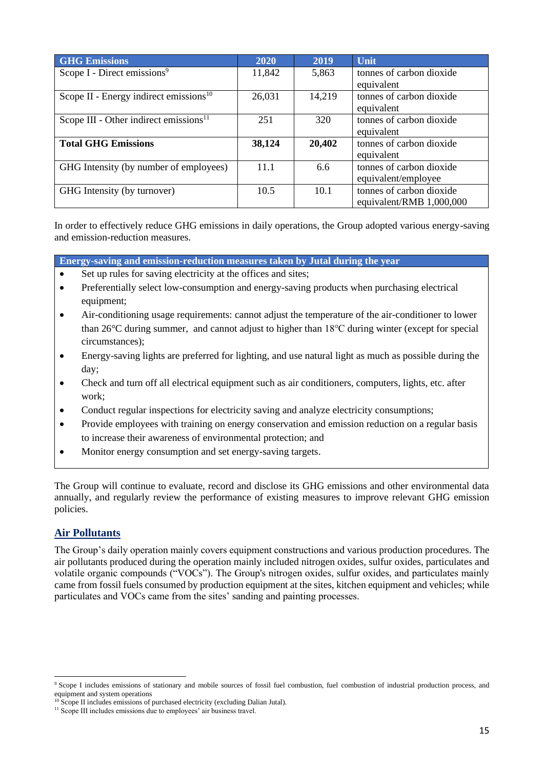| GHG Emissions | 2020 | 2019 | Unit |
|---|---|---|---|
| Scope I - Direct emissions[9] | 11,842 | 5,863 | tonnes of carbon dioxide equivalent |
| Scope II - Energy indirect emissions[10] | 26,031 | 14,219 | tonnes of carbon dioxide equivalent |
| Scope III - Other indirect emissions[11] | 251 | 320 | tonnes of carbon dioxide equivalent |
| **Total GHG Emissions** | **38,124** | **20,402** | tonnes of carbon dioxide equivalent |
| GHG Intensity (by number of employees) | 11.1 | 6.6 | tonnes of carbon dioxide equivalent/employee |
| GHG Intensity (by turnover) | 10.5 | 10.1 | tonnes of carbon dioxide equivalent/RMB 1,000,000 |

In order to effectively reduce GHG emissions in daily operations, the Group adopted various energy-saving and emission-reduction measures.

| Energy-saving and emission-reduction measures taken by Jutal during the year |
|---|
| • Set up rules for saving electricity at the offices and sites;<br>• Preferentially select low-consumption and energy-saving products when purchasing electrical equipment;<br>• Air-conditioning usage requirements: cannot adjust the temperature of the air-conditioner to lower than 26°C during summer, and cannot adjust to higher than 18°C during winter (except for special circumstances);<br>• Energy-saving lights are preferred for lighting, and use natural light as much as possible during the day;<br>• Check and turn off all electrical equipment such as air conditioners, computers, lights, etc. after work;<br>• Conduct regular inspections for electricity saving and analyze electricity consumptions;<br>• Provide employees with training on energy conservation and emission reduction on a regular basis to increase their awareness of environmental protection; and<br>• Monitor energy consumption and set energy-saving targets. |

The Group will continue to evaluate, record and disclose its GHG emissions and other environmental data annually, and regularly review the performance of existing measures to improve relevant GHG emission policies.

## Air Pollutants

The Group's daily operation mainly covers equipment constructions and various production procedures. The air pollutants produced during the operation mainly included nitrogen oxides, sulfur oxides, particulates and volatile organic compounds ("VOCs"). The Group's nitrogen oxides, sulfur oxides, and particulates mainly came from fossil fuels consumed by production equipment at the sites, kitchen equipment and vehicles; while particulates and VOCs came from the sites' sanding and painting processes.

---

[9] Scope I includes emissions of stationary and mobile sources of fossil fuel combustion, fuel combustion of industrial production process, and equipment and system operations

[10] Scope II includes emissions of purchased electricity (excluding Dalian Jutal).

[11] Scope III includes emissions due to employees' air business travel.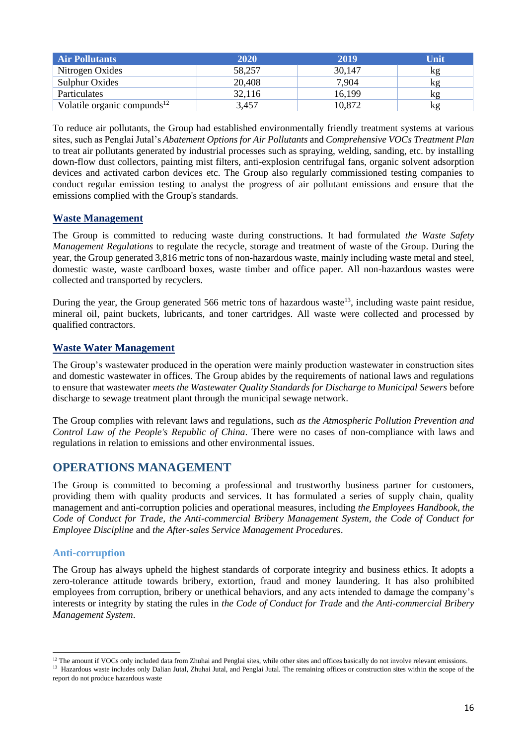| Air Pollutants | 2020 | 2019 | Unit |
| --- | --- | --- | --- |
| Nitrogen Oxides | 58,257 | 30,147 | kg |
| Sulphur Oxides | 20,408 | 7,904 | kg |
| Particulates | 32,116 | 16,199 | kg |
| Volatile organic compunds[12] | 3,457 | 10,872 | kg |

To reduce air pollutants, the Group had established environmentally friendly treatment systems at various sites, such as Penglai Jutal's *Abatement Options for Air Pollutants* and *Comprehensive VOCs Treatment Plan* to treat air pollutants generated by industrial processes such as spraying, welding, sanding, etc. by installing down-flow dust collectors, painting mist filters, anti-explosion centrifugal fans, organic solvent adsorption devices and activated carbon devices etc. The Group also regularly commissioned testing companies to conduct regular emission testing to analyst the progress of air pollutant emissions and ensure that the emissions complied with the Group's standards.

### Waste Management

The Group is committed to reducing waste during constructions. It had formulated *the Waste Safety Management Regulations* to regulate the recycle, storage and treatment of waste of the Group. During the year, the Group generated 3,816 metric tons of non-hazardous waste, mainly including waste metal and steel, domestic waste, waste cardboard boxes, waste timber and office paper. All non-hazardous wastes were collected and transported by recyclers.

During the year, the Group generated 566 metric tons of hazardous waste[13], including waste paint residue, mineral oil, paint buckets, lubricants, and toner cartridges. All waste were collected and processed by qualified contractors.

### Waste Water Management

The Group's wastewater produced in the operation were mainly production wastewater in construction sites and domestic wastewater in offices. The Group abides by the requirements of national laws and regulations to ensure that wastewater *meets the Wastewater Quality Standards for Discharge to Municipal Sewers* before discharge to sewage treatment plant through the municipal sewage network.

The Group complies with relevant laws and regulations, such *as the Atmospheric Pollution Prevention and Control Law of the People's Republic of China*. There were no cases of non-compliance with laws and regulations in relation to emissions and other environmental issues.

## OPERATIONS MANAGEMENT

The Group is committed to becoming a professional and trustworthy business partner for customers, providing them with quality products and services. It has formulated a series of supply chain, quality management and anti-corruption policies and operational measures, including *the Employees Handbook, the Code of Conduct for Trade, the Anti-commercial Bribery Management System, the Code of Conduct for Employee Discipline* and *the After-sales Service Management Procedures*.

### Anti-corruption

The Group has always upheld the highest standards of corporate integrity and business ethics. It adopts a zero-tolerance attitude towards bribery, extortion, fraud and money laundering. It has also prohibited employees from corruption, bribery or unethical behaviors, and any acts intended to damage the company's interests or integrity by stating the rules in *the Code of Conduct for Trade* and *the Anti-commercial Bribery Management System*.

---

[12] The amount if VOCs only included data from Zhuhai and Penglai sites, while other sites and offices basically do not involve relevant emissions.

[13] Hazardous waste includes only Dalian Jutal, Zhuhai Jutal, and Penglai Jutal. The remaining offices or construction sites within the scope of the report do not produce hazardous waste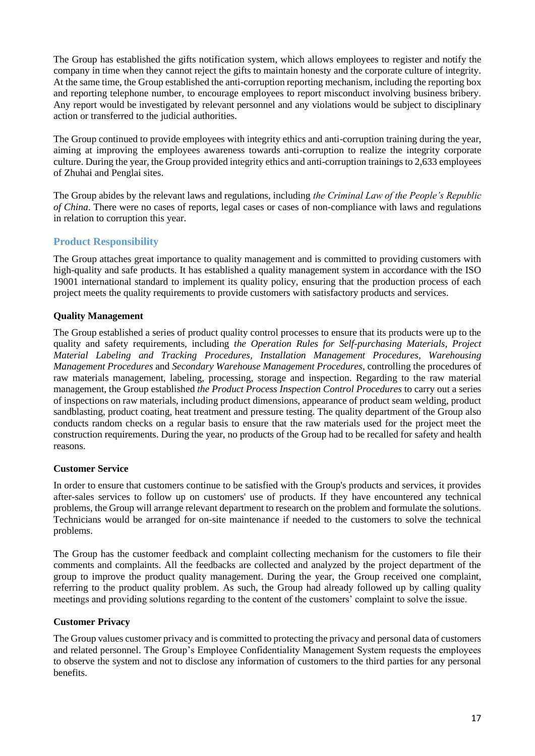The Group has established the gifts notification system, which allows employees to register and notify the company in time when they cannot reject the gifts to maintain honesty and the corporate culture of integrity. At the same time, the Group established the anti-corruption reporting mechanism, including the reporting box and reporting telephone number, to encourage employees to report misconduct involving business bribery. Any report would be investigated by relevant personnel and any violations would be subject to disciplinary action or transferred to the judicial authorities.

The Group continued to provide employees with integrity ethics and anti-corruption training during the year, aiming at improving the employees awareness towards anti-corruption to realize the integrity corporate culture. During the year, the Group provided integrity ethics and anti-corruption trainings to 2,633 employees of Zhuhai and Penglai sites.

The Group abides by the relevant laws and regulations, including *the Criminal Law of the People's Republic of China*. There were no cases of reports, legal cases or cases of non-compliance with laws and regulations in relation to corruption this year.

## Product Responsibility

The Group attaches great importance to quality management and is committed to providing customers with high-quality and safe products. It has established a quality management system in accordance with the ISO 19001 international standard to implement its quality policy, ensuring that the production process of each project meets the quality requirements to provide customers with satisfactory products and services.

### Quality Management

The Group established a series of product quality control processes to ensure that its products were up to the quality and safety requirements, including *the Operation Rules for Self-purchasing Materials, Project Material Labeling and Tracking Procedures, Installation Management Procedures, Warehousing Management Procedures* and *Secondary Warehouse Management Procedures*, controlling the procedures of raw materials management, labeling, processing, storage and inspection. Regarding to the raw material management, the Group established *the Product Process Inspection Control Procedures* to carry out a series of inspections on raw materials, including product dimensions, appearance of product seam welding, product sandblasting, product coating, heat treatment and pressure testing. The quality department of the Group also conducts random checks on a regular basis to ensure that the raw materials used for the project meet the construction requirements. During the year, no products of the Group had to be recalled for safety and health reasons.

### Customer Service

In order to ensure that customers continue to be satisfied with the Group's products and services, it provides after-sales services to follow up on customers' use of products. If they have encountered any technical problems, the Group will arrange relevant department to research on the problem and formulate the solutions. Technicians would be arranged for on-site maintenance if needed to the customers to solve the technical problems.

The Group has the customer feedback and complaint collecting mechanism for the customers to file their comments and complaints. All the feedbacks are collected and analyzed by the project department of the group to improve the product quality management. During the year, the Group received one complaint, referring to the product quality problem. As such, the Group had already followed up by calling quality meetings and providing solutions regarding to the content of the customers' complaint to solve the issue.

### Customer Privacy

The Group values customer privacy and is committed to protecting the privacy and personal data of customers and related personnel. The Group's Employee Confidentiality Management System requests the employees to observe the system and not to disclose any information of customers to the third parties for any personal benefits.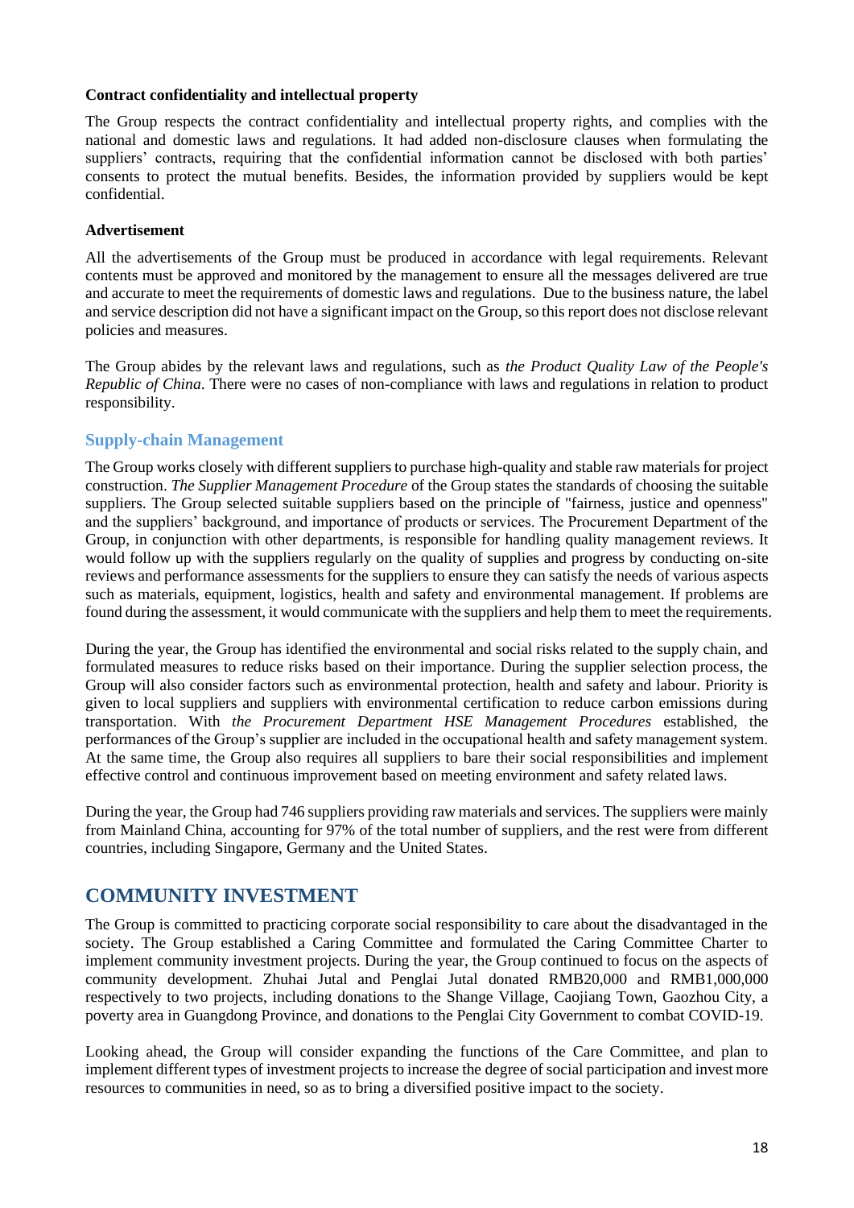**Contract confidentiality and intellectual property**

The Group respects the contract confidentiality and intellectual property rights, and complies with the national and domestic laws and regulations. It had added non-disclosure clauses when formulating the suppliers' contracts, requiring that the confidential information cannot be disclosed with both parties' consents to protect the mutual benefits. Besides, the information provided by suppliers would be kept confidential.

**Advertisement**

All the advertisements of the Group must be produced in accordance with legal requirements. Relevant contents must be approved and monitored by the management to ensure all the messages delivered are true and accurate to meet the requirements of domestic laws and regulations. Due to the business nature, the label and service description did not have a significant impact on the Group, so this report does not disclose relevant policies and measures.

The Group abides by the relevant laws and regulations, such as *the Product Quality Law of the People's Republic of China*. There were no cases of non-compliance with laws and regulations in relation to product responsibility.

### Supply-chain Management

The Group works closely with different suppliers to purchase high-quality and stable raw materials for project construction. *The Supplier Management Procedure* of the Group states the standards of choosing the suitable suppliers. The Group selected suitable suppliers based on the principle of "fairness, justice and openness" and the suppliers' background, and importance of products or services. The Procurement Department of the Group, in conjunction with other departments, is responsible for handling quality management reviews. It would follow up with the suppliers regularly on the quality of supplies and progress by conducting on-site reviews and performance assessments for the suppliers to ensure they can satisfy the needs of various aspects such as materials, equipment, logistics, health and safety and environmental management. If problems are found during the assessment, it would communicate with the suppliers and help them to meet the requirements.

During the year, the Group has identified the environmental and social risks related to the supply chain, and formulated measures to reduce risks based on their importance. During the supplier selection process, the Group will also consider factors such as environmental protection, health and safety and labour. Priority is given to local suppliers and suppliers with environmental certification to reduce carbon emissions during transportation. With *the Procurement Department HSE Management Procedures* established, the performances of the Group's supplier are included in the occupational health and safety management system. At the same time, the Group also requires all suppliers to bare their social responsibilities and implement effective control and continuous improvement based on meeting environment and safety related laws.

During the year, the Group had 746 suppliers providing raw materials and services. The suppliers were mainly from Mainland China, accounting for 97% of the total number of suppliers, and the rest were from different countries, including Singapore, Germany and the United States.

## COMMUNITY INVESTMENT

The Group is committed to practicing corporate social responsibility to care about the disadvantaged in the society. The Group established a Caring Committee and formulated the Caring Committee Charter to implement community investment projects. During the year, the Group continued to focus on the aspects of community development. Zhuhai Jutal and Penglai Jutal donated RMB20,000 and RMB1,000,000 respectively to two projects, including donations to the Shange Village, Caojiang Town, Gaozhou City, a poverty area in Guangdong Province, and donations to the Penglai City Government to combat COVID-19.

Looking ahead, the Group will consider expanding the functions of the Care Committee, and plan to implement different types of investment projects to increase the degree of social participation and invest more resources to communities in need, so as to bring a diversified positive impact to the society.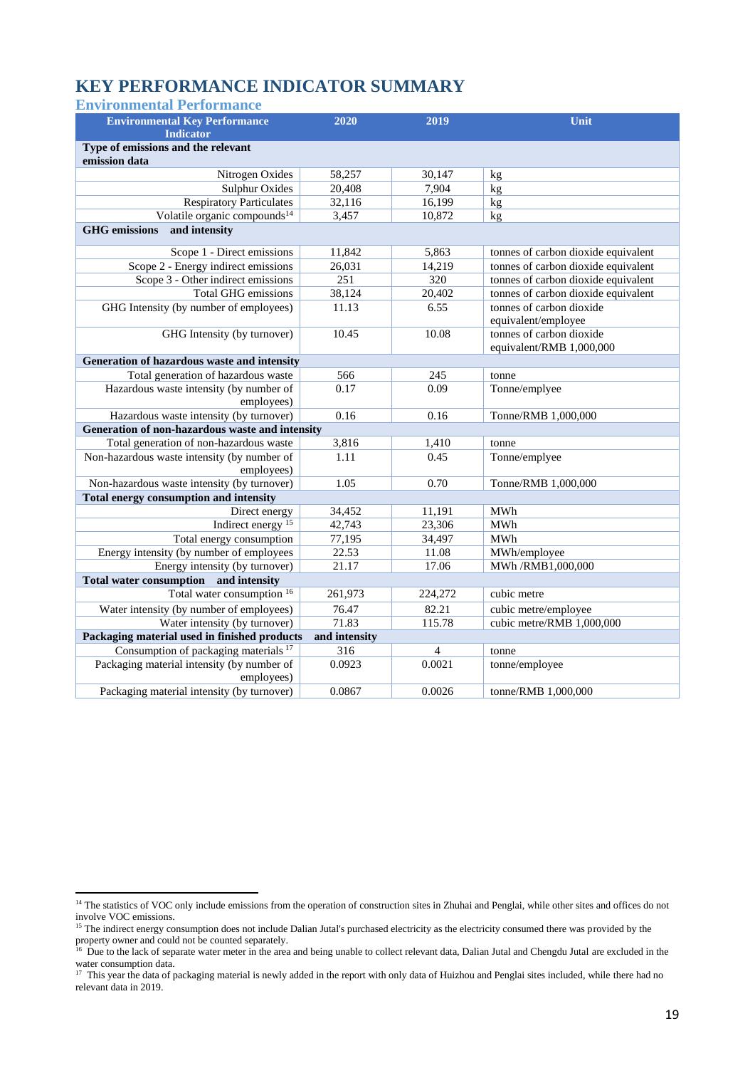# KEY PERFORMANCE INDICATOR SUMMARY

## Environmental Performance

| Environmental Key Performance Indicator | 2020 | 2019 | Unit |
|---|---|---|---|
| **Type of emissions and the relevant emission data** | | | |
| Nitrogen Oxides | 58,257 | 30,147 | kg |
| Sulphur Oxides | 20,408 | 7,904 | kg |
| Respiratory Particulates | 32,116 | 16,199 | kg |
| Volatile organic compounds[14] | 3,457 | 10,872 | kg |
| **GHG emissions and intensity** | | | |
| Scope 1 - Direct emissions | 11,842 | 5,863 | tonnes of carbon dioxide equivalent |
| Scope 2 - Energy indirect emissions | 26,031 | 14,219 | tonnes of carbon dioxide equivalent |
| Scope 3 - Other indirect emissions | 251 | 320 | tonnes of carbon dioxide equivalent |
| Total GHG emissions | 38,124 | 20,402 | tonnes of carbon dioxide equivalent |
| GHG Intensity (by number of employees) | 11.13 | 6.55 | tonnes of carbon dioxide equivalent/employee |
| GHG Intensity (by turnover) | 10.45 | 10.08 | tonnes of carbon dioxide equivalent/RMB 1,000,000 |
| **Generation of hazardous waste and intensity** | | | |
| Total generation of hazardous waste | 566 | 245 | tonne |
| Hazardous waste intensity (by number of employees) | 0.17 | 0.09 | Tonne/emplyee |
| Hazardous waste intensity (by turnover) | 0.16 | 0.16 | Tonne/RMB 1,000,000 |
| **Generation of non-hazardous waste and intensity** | | | |
| Total generation of non-hazardous waste | 3,816 | 1,410 | tonne |
| Non-hazardous waste intensity (by number of employees) | 1.11 | 0.45 | Tonne/emplyee |
| Non-hazardous waste intensity (by turnover) | 1.05 | 0.70 | Tonne/RMB 1,000,000 |
| **Total energy consumption and intensity** | | | |
| Direct energy | 34,452 | 11,191 | MWh |
| Indirect energy [15] | 42,743 | 23,306 | MWh |
| Total energy consumption | 77,195 | 34,497 | MWh |
| Energy intensity (by number of employees | 22.53 | 11.08 | MWh/employee |
| Energy intensity (by turnover) | 21.17 | 17.06 | MWh /RMB1,000,000 |
| **Total water consumption and intensity** | | | |
| Total water consumption [16] | 261,973 | 224,272 | cubic metre |
| Water intensity (by number of employees) | 76.47 | 82.21 | cubic metre/employee |
| Water intensity (by turnover) | 71.83 | 115.78 | cubic metre/RMB 1,000,000 |
| **Packaging material used in finished products and intensity** | | | |
| Consumption of packaging materials [17] | 316 | 4 | tonne |
| Packaging material intensity (by number of employees) | 0.0923 | 0.0021 | tonne/employee |
| Packaging material intensity (by turnover) | 0.0867 | 0.0026 | tonne/RMB 1,000,000 |

[14] The statistics of VOC only include emissions from the operation of construction sites in Zhuhai and Penglai, while other sites and offices do not involve VOC emissions.

[15] The indirect energy consumption does not include Dalian Jutal's purchased electricity as the electricity consumed there was provided by the property owner and could not be counted separately.

[16] Due to the lack of separate water meter in the area and being unable to collect relevant data, Dalian Jutal and Chengdu Jutal are excluded in the water consumption data.

[17] This year the data of packaging material is newly added in the report with only data of Huizhou and Penglai sites included, while there had no relevant data in 2019.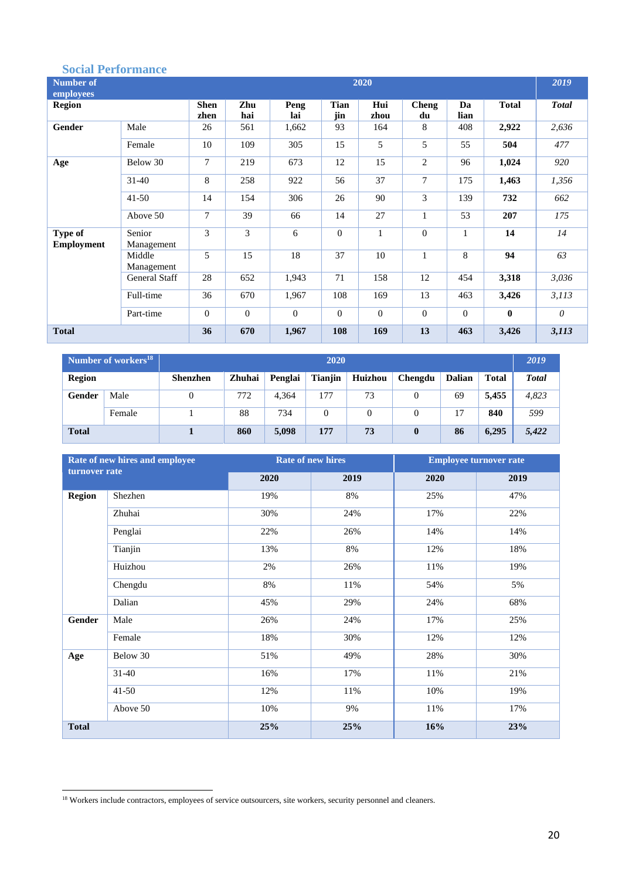## Social Performance

| Number of employees | | 2020 | | | | | | | | 2019 |
|---|---|---|---|---|---|---|---|---|---|---|
| **Region** | | **Shen zhen** | **Zhu hai** | **Peng lai** | **Tian jin** | **Hui zhou** | **Cheng du** | **Da lian** | **Total** | ***Total*** |
| **Gender** | Male | 26 | 561 | 1,662 | 93 | 164 | 8 | 408 | **2,922** | *2,636* |
| | Female | 10 | 109 | 305 | 15 | 5 | 5 | 55 | **504** | *477* |
| **Age** | Below 30 | 7 | 219 | 673 | 12 | 15 | 2 | 96 | **1,024** | *920* |
| | 31-40 | 8 | 258 | 922 | 56 | 37 | 7 | 175 | **1,463** | *1,356* |
| | 41-50 | 14 | 154 | 306 | 26 | 90 | 3 | 139 | **732** | *662* |
| | Above 50 | 7 | 39 | 66 | 14 | 27 | 1 | 53 | **207** | *175* |
| **Type of Employment** | Senior Management | 3 | 3 | 6 | 0 | 1 | 0 | 1 | **14** | *14* |
| | Middle Management | 5 | 15 | 18 | 37 | 10 | 1 | 8 | **94** | *63* |
| | General Staff | 28 | 652 | 1,943 | 71 | 158 | 12 | 454 | **3,318** | *3,036* |
| | Full-time | 36 | 670 | 1,967 | 108 | 169 | 13 | 463 | **3,426** | *3,113* |
| | Part-time | 0 | 0 | 0 | 0 | 0 | 0 | 0 | **0** | *0* |
| **Total** | | **36** | **670** | **1,967** | **108** | **169** | **13** | **463** | **3,426** | ***3,113*** |

| Number of workers[18] | | 2020 | | | | | | | | 2019 |
|---|---|---|---|---|---|---|---|---|---|---|
| **Region** | | **Shenzhen** | **Zhuhai** | **Penglai** | **Tianjin** | **Huizhou** | **Chengdu** | **Dalian** | **Total** | ***Total*** |
| **Gender** | Male | 0 | 772 | 4,364 | 177 | 73 | 0 | 69 | **5,455** | *4,823* |
| | Female | 1 | 88 | 734 | 0 | 0 | 0 | 17 | **840** | *599* |
| **Total** | | **1** | **860** | **5,098** | **177** | **73** | **0** | **86** | **6,295** | ***5,422*** |

| Rate of new hires and employee turnover rate | | Rate of new hires | | Employee turnover rate | |
|---|---|---|---|---|---|
| | | **2020** | **2019** | **2020** | **2019** |
| **Region** | Shezhen | 19% | 8% | 25% | 47% |
| | Zhuhai | 30% | 24% | 17% | 22% |
| | Penglai | 22% | 26% | 14% | 14% |
| | Tianjin | 13% | 8% | 12% | 18% |
| | Huizhou | 2% | 26% | 11% | 19% |
| | Chengdu | 8% | 11% | 54% | 5% |
| | Dalian | 45% | 29% | 24% | 68% |
| **Gender** | Male | 26% | 24% | 17% | 25% |
| | Female | 18% | 30% | 12% | 12% |
| **Age** | Below 30 | 51% | 49% | 28% | 30% |
| | 31-40 | 16% | 17% | 11% | 21% |
| | 41-50 | 12% | 11% | 10% | 19% |
| | Above 50 | 10% | 9% | 11% | 17% |
| **Total** | | **25%** | **25%** | **16%** | **23%** |

[18] Workers include contractors, employees of service outsourcers, site workers, security personnel and cleaners.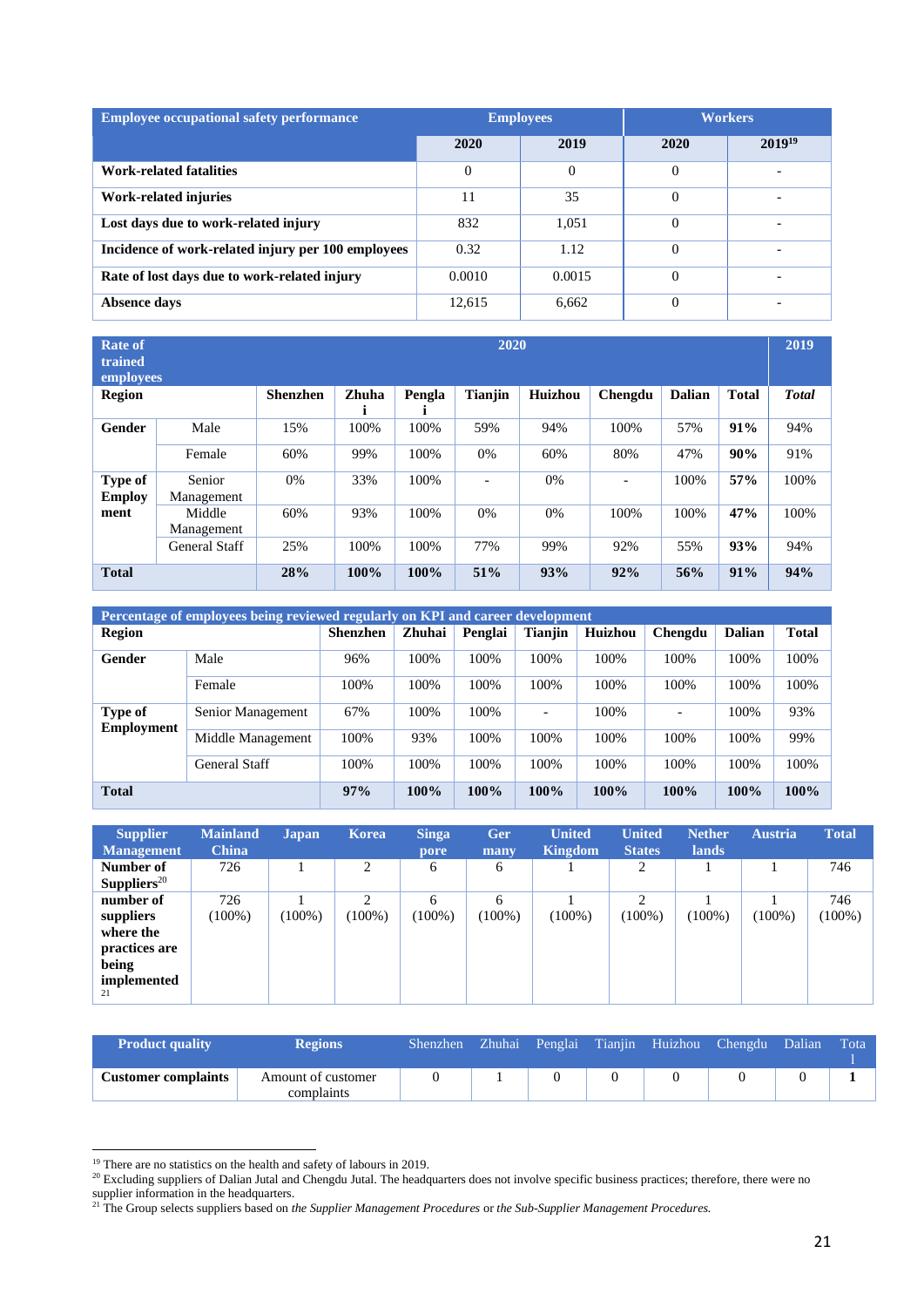| Employee occupational safety performance | Employees | | Workers | |
|---|---|---|---|---|
| | 2020 | 2019 | 2020 | 2019[19] |
| **Work-related fatalities** | 0 | 0 | 0 | - |
| **Work-related injuries** | 11 | 35 | 0 | - |
| **Lost days due to work-related injury** | 832 | 1,051 | 0 | - |
| **Incidence of work-related injury per 100 employees** | 0.32 | 1.12 | 0 | - |
| **Rate of lost days due to work-related injury** | 0.0010 | 0.0015 | 0 | - |
| **Absence days** | 12,615 | 6,662 | 0 | - |

| Rate of trained employees | | 2020 | | | | | | | | 2019 |
|---|---|---|---|---|---|---|---|---|---|---|
| **Region** | | **Shenzhen** | **Zhuhai** | **Penglai** | **Tianjin** | **Huizhou** | **Chengdu** | **Dalian** | **Total** | ***Total*** |
| **Gender** | Male | 15% | 100% | 100% | 59% | 94% | 100% | 57% | **91%** | 94% |
| | Female | 60% | 99% | 100% | 0% | 60% | 80% | 47% | **90%** | 91% |
| **Type of Employment** | Senior Management | 0% | 33% | 100% | - | 0% | - | 100% | **57%** | 100% |
| | Middle Management | 60% | 93% | 100% | 0% | 0% | 100% | 100% | **47%** | 100% |
| | General Staff | 25% | 100% | 100% | 77% | 99% | 92% | 55% | **93%** | 94% |
| **Total** | | **28%** | **100%** | **100%** | **51%** | **93%** | **92%** | **56%** | **91%** | **94%** |

| Percentage of employees being reviewed regularly on KPI and career development | | | | | | | | | |
|---|---|---|---|---|---|---|---|---|---|
| **Region** | | **Shenzhen** | **Zhuhai** | **Penglai** | **Tianjin** | **Huizhou** | **Chengdu** | **Dalian** | **Total** |
| **Gender** | Male | 96% | 100% | 100% | 100% | 100% | 100% | 100% | 100% |
| | Female | 100% | 100% | 100% | 100% | 100% | 100% | 100% | 100% |
| **Type of Employment** | Senior Management | 67% | 100% | 100% | - | 100% | - | 100% | 93% |
| | Middle Management | 100% | 93% | 100% | 100% | 100% | 100% | 100% | 99% |
| | General Staff | 100% | 100% | 100% | 100% | 100% | 100% | 100% | 100% |
| **Total** | | **97%** | **100%** | **100%** | **100%** | **100%** | **100%** | **100%** | **100%** |

| Supplier Management | Mainland China | Japan | Korea | Singapore | Germany | United Kingdom | United States | Netherlands | Austria | Total |
|---|---|---|---|---|---|---|---|---|---|---|
| **Number of Suppliers**[20] | 726 | 1 | 2 | 6 | 6 | 1 | 2 | 1 | 1 | 746 |
| **number of suppliers where the practices are being implemented**[21] | 726 (100%) | 1 (100%) | 2 (100%) | 6 (100%) | 6 (100%) | 1 (100%) | 2 (100%) | 1 (100%) | 1 (100%) | 746 (100%) |

| Product quality | Regions | Shenzhen | Zhuhai | Penglai | Tianjin | Huizhou | Chengdu | Dalian | Total |
|---|---|---|---|---|---|---|---|---|---|
| **Customer complaints** | Amount of customer complaints | 0 | 1 | 0 | 0 | 0 | 0 | 0 | **1** |

[19] There are no statistics on the health and safety of labours in 2019.

[20] Excluding suppliers of Dalian Jutal and Chengdu Jutal. The headquarters does not involve specific business practices; therefore, there were no supplier information in the headquarters.

[21] The Group selects suppliers based on *the Supplier Management Procedures* or *the Sub-Supplier Management Procedures.*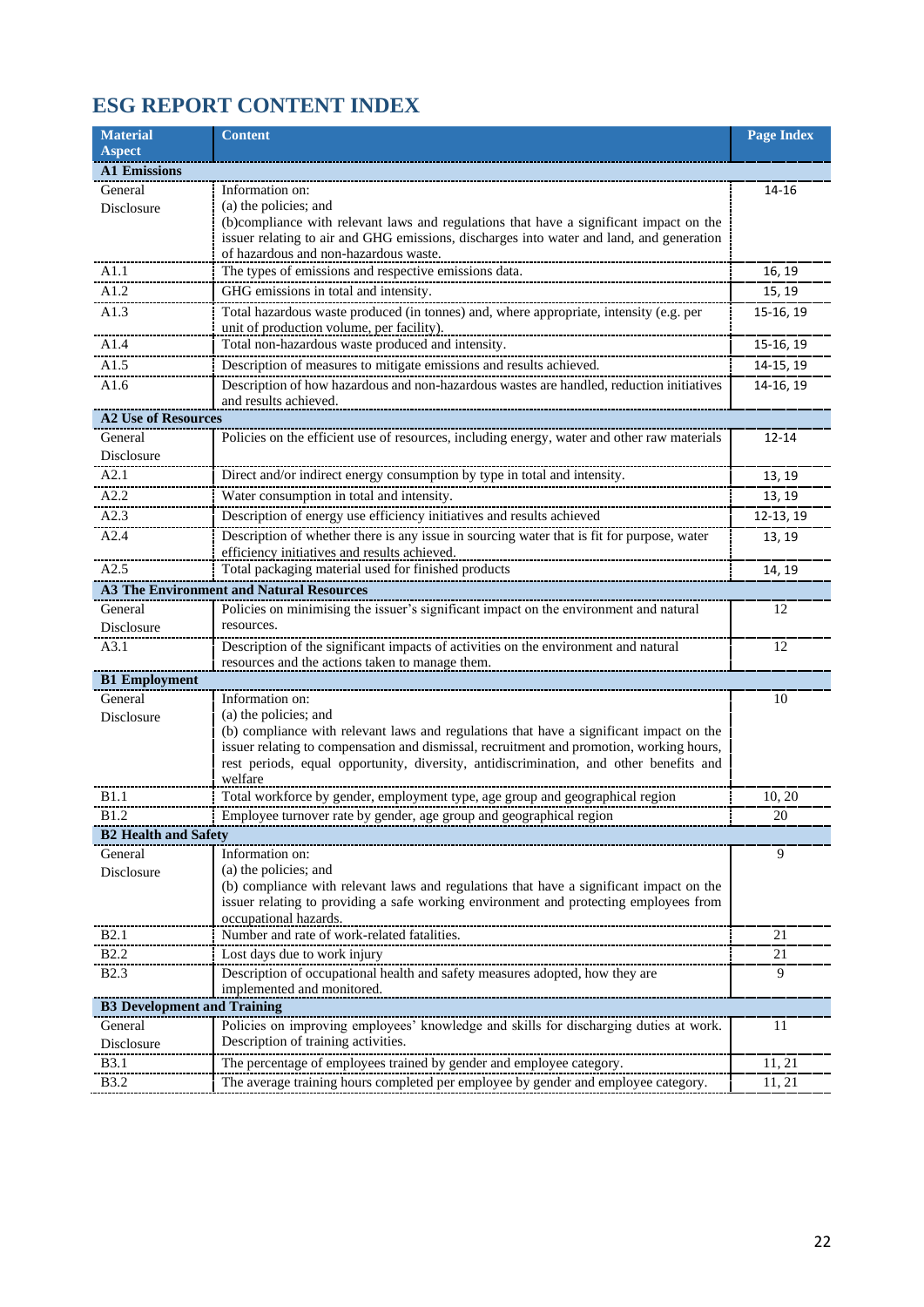## ESG REPORT CONTENT INDEX

| Material Aspect | Content | Page Index |
|---|---|---|
| **A1 Emissions** | | |
| General Disclosure | Information on:<br>(a) the policies; and<br>(b)compliance with relevant laws and regulations that have a significant impact on the issuer relating to air and GHG emissions, discharges into water and land, and generation of hazardous and non-hazardous waste. | 14-16 |
| A1.1 | The types of emissions and respective emissions data. | 16, 19 |
| A1.2 | GHG emissions in total and intensity. | 15, 19 |
| A1.3 | Total hazardous waste produced (in tonnes) and, where appropriate, intensity (e.g. per unit of production volume, per facility). | 15-16, 19 |
| A1.4 | Total non-hazardous waste produced and intensity. | 15-16, 19 |
| A1.5 | Description of measures to mitigate emissions and results achieved. | 14-15, 19 |
| A1.6 | Description of how hazardous and non-hazardous wastes are handled, reduction initiatives and results achieved. | 14-16, 19 |
| **A2 Use of Resources** | | |
| General Disclosure | Policies on the efficient use of resources, including energy, water and other raw materials | 12-14 |
| A2.1 | Direct and/or indirect energy consumption by type in total and intensity. | 13, 19 |
| A2.2 | Water consumption in total and intensity. | 13, 19 |
| A2.3 | Description of energy use efficiency initiatives and results achieved | 12-13, 19 |
| A2.4 | Description of whether there is any issue in sourcing water that is fit for purpose, water efficiency initiatives and results achieved. | 13, 19 |
| A2.5 | Total packaging material used for finished products | 14, 19 |
| **A3 The Environment and Natural Resources** | | |
| General Disclosure | Policies on minimising the issuer's significant impact on the environment and natural resources. | 12 |
| A3.1 | Description of the significant impacts of activities on the environment and natural resources and the actions taken to manage them. | 12 |
| **B1 Employment** | | |
| General Disclosure | Information on:<br>(a) the policies; and<br>(b) compliance with relevant laws and regulations that have a significant impact on the issuer relating to compensation and dismissal, recruitment and promotion, working hours, rest periods, equal opportunity, diversity, antidiscrimination, and other benefits and welfare | 10 |
| B1.1 | Total workforce by gender, employment type, age group and geographical region | 10, 20 |
| B1.2 | Employee turnover rate by gender, age group and geographical region | 20 |
| **B2 Health and Safety** | | |
| General Disclosure | Information on:<br>(a) the policies; and<br>(b) compliance with relevant laws and regulations that have a significant impact on the issuer relating to providing a safe working environment and protecting employees from occupational hazards. | 9 |
| B2.1 | Number and rate of work-related fatalities. | 21 |
| B2.2 | Lost days due to work injury | 21 |
| B2.3 | Description of occupational health and safety measures adopted, how they are implemented and monitored. | 9 |
| **B3 Development and Training** | | |
| General Disclosure | Policies on improving employees' knowledge and skills for discharging duties at work. Description of training activities. | 11 |
| B3.1 | The percentage of employees trained by gender and employee category. | 11, 21 |
| B3.2 | The average training hours completed per employee by gender and employee category. | 11, 21 |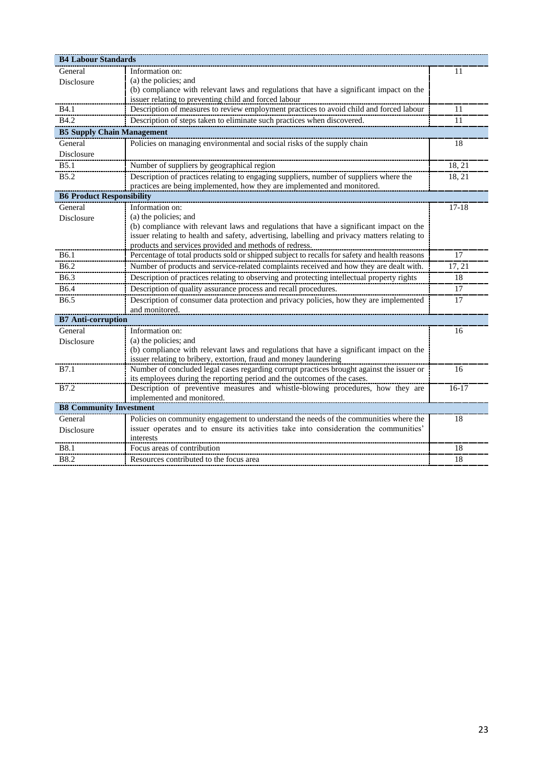| | | |
|---|---|---|
| **B4 Labour Standards** | | |
| General Disclosure | Information on:<br>(a) the policies; and<br>(b) compliance with relevant laws and regulations that have a significant impact on the issuer relating to preventing child and forced labour | 11 |
| B4.1 | Description of measures to review employment practices to avoid child and forced labour | 11 |
| B4.2 | Description of steps taken to eliminate such practices when discovered. | 11 |
| **B5 Supply Chain Management** | | |
| General Disclosure | Policies on managing environmental and social risks of the supply chain | 18 |
| B5.1 | Number of suppliers by geographical region | 18, 21 |
| B5.2 | Description of practices relating to engaging suppliers, number of suppliers where the practices are being implemented, how they are implemented and monitored. | 18, 21 |
| **B6 Product Responsibility** | | |
| General Disclosure | Information on:<br>(a) the policies; and<br>(b) compliance with relevant laws and regulations that have a significant impact on the issuer relating to health and safety, advertising, labelling and privacy matters relating to products and services provided and methods of redress. | 17-18 |
| B6.1 | Percentage of total products sold or shipped subject to recalls for safety and health reasons | 17 |
| B6.2 | Number of products and service-related complaints received and how they are dealt with. | 17, 21 |
| B6.3 | Description of practices relating to observing and protecting intellectual property rights | 18 |
| B6.4 | Description of quality assurance process and recall procedures. | 17 |
| B6.5 | Description of consumer data protection and privacy policies, how they are implemented and monitored. | 17 |
| **B7 Anti-corruption** | | |
| General Disclosure | Information on:<br>(a) the policies; and<br>(b) compliance with relevant laws and regulations that have a significant impact on the issuer relating to bribery, extortion, fraud and money laundering | 16 |
| B7.1 | Number of concluded legal cases regarding corrupt practices brought against the issuer or its employees during the reporting period and the outcomes of the cases. | 16 |
| B7.2 | Description of preventive measures and whistle-blowing procedures, how they are implemented and monitored. | 16-17 |
| **B8 Community Investment** | | |
| General Disclosure | Policies on community engagement to understand the needs of the communities where the issuer operates and to ensure its activities take into consideration the communities' interests | 18 |
| B8.1 | Focus areas of contribution | 18 |
| B8.2 | Resources contributed to the focus area | 18 |